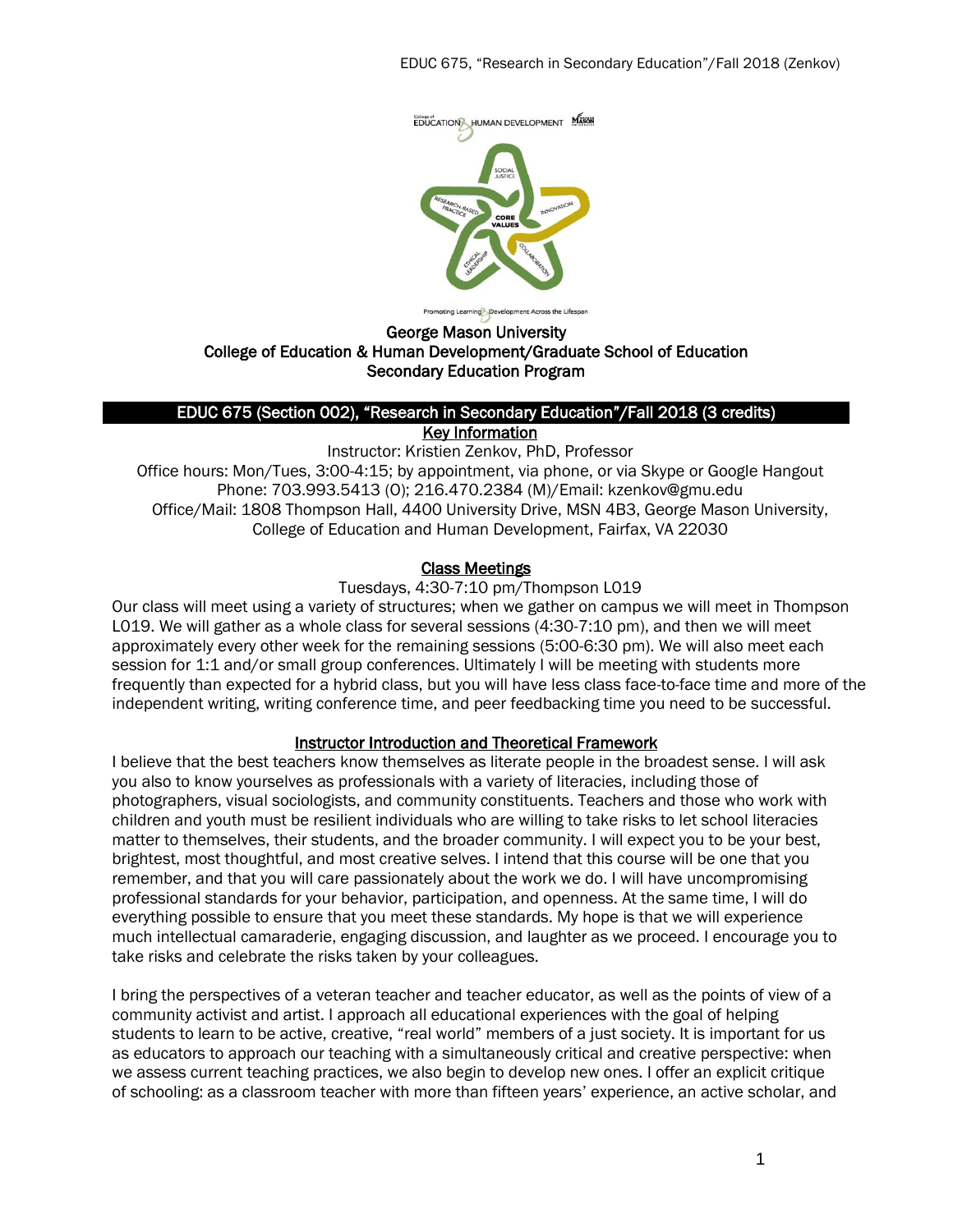George Mason University
College of Education & Human Development/Graduate School of Education
Secondary Education Program

# EDUC 675 (Section 002), "Research in Secondary Education"/Fall 2018 (3 credits)

## Key Information

Instructor: Kristien Zenkov, PhD, Professor
Office hours: Mon/Tues, 3:00-4:15; by appointment, via phone, or via Skype or Google Hangout
Phone: 703.993.5413 (O); 216.470.2384 (M)/Email: kzenkov@gmu.edu
Office/Mail: 1808 Thompson Hall, 4400 University Drive, MSN 4B3, George Mason University, College of Education and Human Development, Fairfax, VA 22030

## Class Meetings

Tuesdays, 4:30-7:10 pm/Thompson L019

Our class will meet using a variety of structures; when we gather on campus we will meet in Thompson L019. We will gather as a whole class for several sessions (4:30-7:10 pm), and then we will meet approximately every other week for the remaining sessions (5:00-6:30 pm). We will also meet each session for 1:1 and/or small group conferences. Ultimately I will be meeting with students more frequently than expected for a hybrid class, but you will have less class face-to-face time and more of the independent writing, writing conference time, and peer feedbacking time you need to be successful.

## Instructor Introduction and Theoretical Framework

I believe that the best teachers know themselves as literate people in the broadest sense. I will ask you also to know yourselves as professionals with a variety of literacies, including those of photographers, visual sociologists, and community constituents. Teachers and those who work with children and youth must be resilient individuals who are willing to take risks to let school literacies matter to themselves, their students, and the broader community. I will expect you to be your best, brightest, most thoughtful, and most creative selves. I intend that this course will be one that you remember, and that you will care passionately about the work we do. I will have uncompromising professional standards for your behavior, participation, and openness. At the same time, I will do everything possible to ensure that you meet these standards. My hope is that we will experience much intellectual camaraderie, engaging discussion, and laughter as we proceed. I encourage you to take risks and celebrate the risks taken by your colleagues.

I bring the perspectives of a veteran teacher and teacher educator, as well as the points of view of a community activist and artist. I approach all educational experiences with the goal of helping students to learn to be active, creative, "real world" members of a just society. It is important for us as educators to approach our teaching with a simultaneously critical and creative perspective: when we assess current teaching practices, we also begin to develop new ones. I offer an explicit critique of schooling: as a classroom teacher with more than fifteen years' experience, an active scholar, and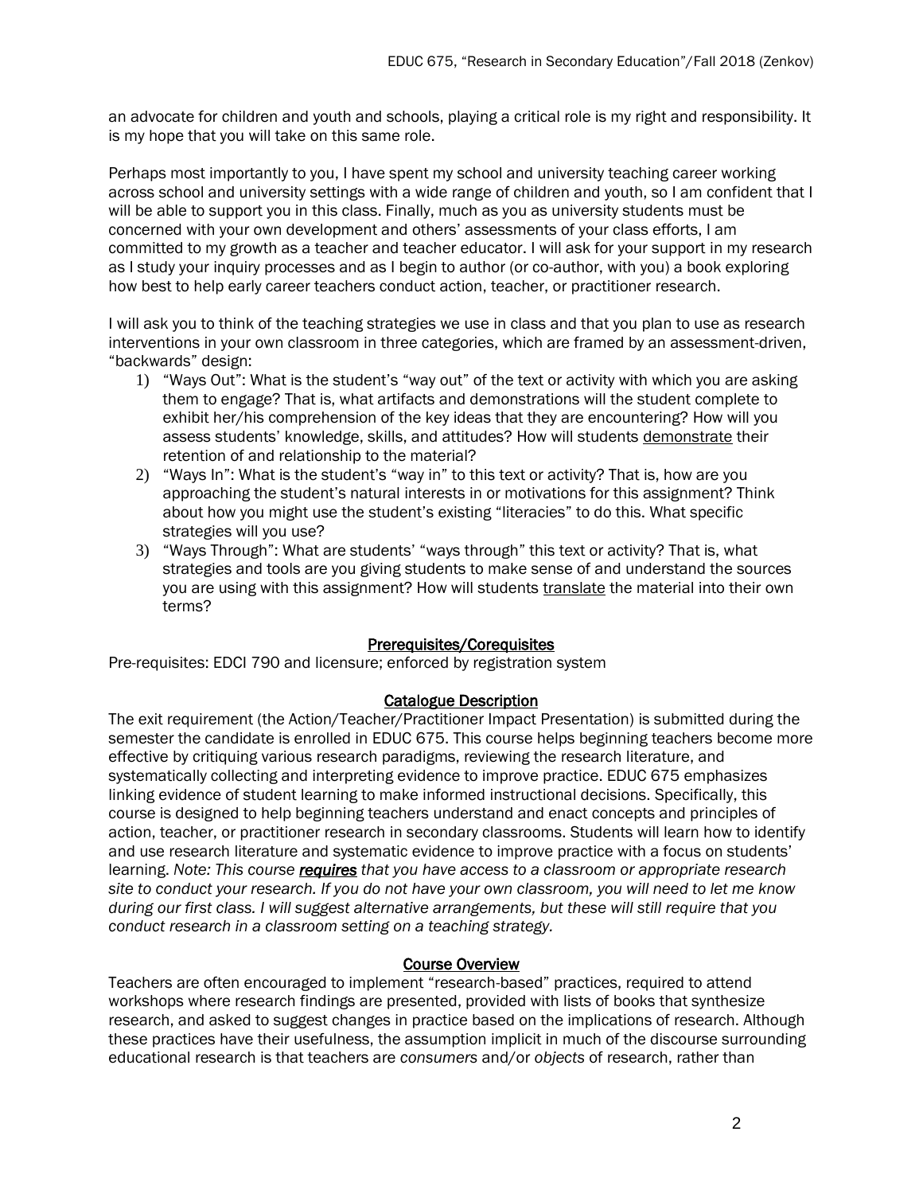an advocate for children and youth and schools, playing a critical role is my right and responsibility. It is my hope that you will take on this same role.

Perhaps most importantly to you, I have spent my school and university teaching career working across school and university settings with a wide range of children and youth, so I am confident that I will be able to support you in this class. Finally, much as you as university students must be concerned with your own development and others' assessments of your class efforts, I am committed to my growth as a teacher and teacher educator. I will ask for your support in my research as I study your inquiry processes and as I begin to author (or co-author, with you) a book exploring how best to help early career teachers conduct action, teacher, or practitioner research.

I will ask you to think of the teaching strategies we use in class and that you plan to use as research interventions in your own classroom in three categories, which are framed by an assessment-driven, "backwards" design:

1) "Ways Out": What is the student's "way out" of the text or activity with which you are asking them to engage? That is, what artifacts and demonstrations will the student complete to exhibit her/his comprehension of the key ideas that they are encountering? How will you assess students' knowledge, skills, and attitudes? How will students <u>demonstrate</u> their retention of and relationship to the material?
2) "Ways In": What is the student's "way in" to this text or activity? That is, how are you approaching the student's natural interests in or motivations for this assignment? Think about how you might use the student's existing "literacies" to do this. What specific strategies will you use?
3) "Ways Through": What are students' "ways through" this text or activity? That is, what strategies and tools are you giving students to make sense of and understand the sources you are using with this assignment? How will students <u>translate</u> the material into their own terms?

## <u>Prerequisites/Corequisites</u>

Pre-requisites: EDCI 790 and licensure; enforced by registration system

## <u>Catalogue Description</u>

The exit requirement (the Action/Teacher/Practitioner Impact Presentation) is submitted during the semester the candidate is enrolled in EDUC 675. This course helps beginning teachers become more effective by critiquing various research paradigms, reviewing the research literature, and systematically collecting and interpreting evidence to improve practice. EDUC 675 emphasizes linking evidence of student learning to make informed instructional decisions. Specifically, this course is designed to help beginning teachers understand and enact concepts and principles of action, teacher, or practitioner research in secondary classrooms. Students will learn how to identify and use research literature and systematic evidence to improve practice with a focus on students' learning. *Note: This course **<u>requires</u>** that you have access to a classroom or appropriate research site to conduct your research. If you do not have your own classroom, you will need to let me know during our first class. I will suggest alternative arrangements, but these will still require that you conduct research in a classroom setting on a teaching strategy.*

## <u>Course Overview</u>

Teachers are often encouraged to implement "research-based" practices, required to attend workshops where research findings are presented, provided with lists of books that synthesize research, and asked to suggest changes in practice based on the implications of research. Although these practices have their usefulness, the assumption implicit in much of the discourse surrounding educational research is that teachers are *consumers* and/or *objects* of research, rather than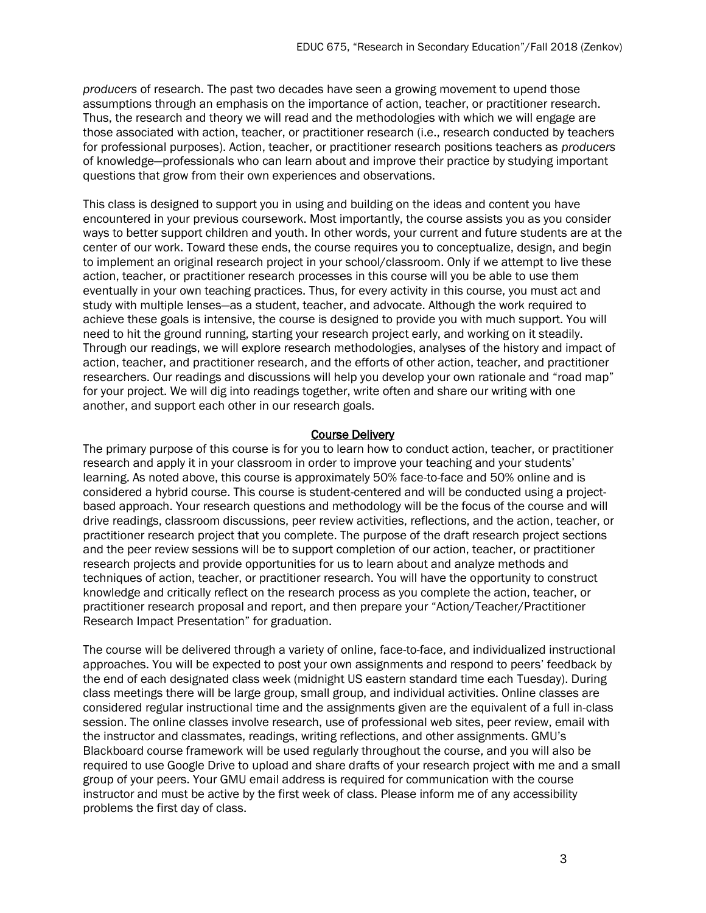*producers* of research. The past two decades have seen a growing movement to upend those assumptions through an emphasis on the importance of action, teacher, or practitioner research. Thus, the research and theory we will read and the methodologies with which we will engage are those associated with action, teacher, or practitioner research (i.e., research conducted by teachers for professional purposes). Action, teacher, or practitioner research positions teachers as *producers* of knowledge—professionals who can learn about and improve their practice by studying important questions that grow from their own experiences and observations.

This class is designed to support you in using and building on the ideas and content you have encountered in your previous coursework. Most importantly, the course assists you as you consider ways to better support children and youth. In other words, your current and future students are at the center of our work. Toward these ends, the course requires you to conceptualize, design, and begin to implement an original research project in your school/classroom. Only if we attempt to live these action, teacher, or practitioner research processes in this course will you be able to use them eventually in your own teaching practices. Thus, for every activity in this course, you must act and study with multiple lenses—as a student, teacher, and advocate. Although the work required to achieve these goals is intensive, the course is designed to provide you with much support. You will need to hit the ground running, starting your research project early, and working on it steadily. Through our readings, we will explore research methodologies, analyses of the history and impact of action, teacher, and practitioner research, and the efforts of other action, teacher, and practitioner researchers. Our readings and discussions will help you develop your own rationale and "road map" for your project. We will dig into readings together, write often and share our writing with one another, and support each other in our research goals.

## Course Delivery

The primary purpose of this course is for you to learn how to conduct action, teacher, or practitioner research and apply it in your classroom in order to improve your teaching and your students' learning. As noted above, this course is approximately 50% face-to-face and 50% online and is considered a hybrid course. This course is student-centered and will be conducted using a project-based approach. Your research questions and methodology will be the focus of the course and will drive readings, classroom discussions, peer review activities, reflections, and the action, teacher, or practitioner research project that you complete. The purpose of the draft research project sections and the peer review sessions will be to support completion of our action, teacher, or practitioner research projects and provide opportunities for us to learn about and analyze methods and techniques of action, teacher, or practitioner research. You will have the opportunity to construct knowledge and critically reflect on the research process as you complete the action, teacher, or practitioner research proposal and report, and then prepare your "Action/Teacher/Practitioner Research Impact Presentation" for graduation.

The course will be delivered through a variety of online, face-to-face, and individualized instructional approaches. You will be expected to post your own assignments and respond to peers' feedback by the end of each designated class week (midnight US eastern standard time each Tuesday). During class meetings there will be large group, small group, and individual activities. Online classes are considered regular instructional time and the assignments given are the equivalent of a full in-class session. The online classes involve research, use of professional web sites, peer review, email with the instructor and classmates, readings, writing reflections, and other assignments. GMU's Blackboard course framework will be used regularly throughout the course, and you will also be required to use Google Drive to upload and share drafts of your research project with me and a small group of your peers. Your GMU email address is required for communication with the course instructor and must be active by the first week of class. Please inform me of any accessibility problems the first day of class.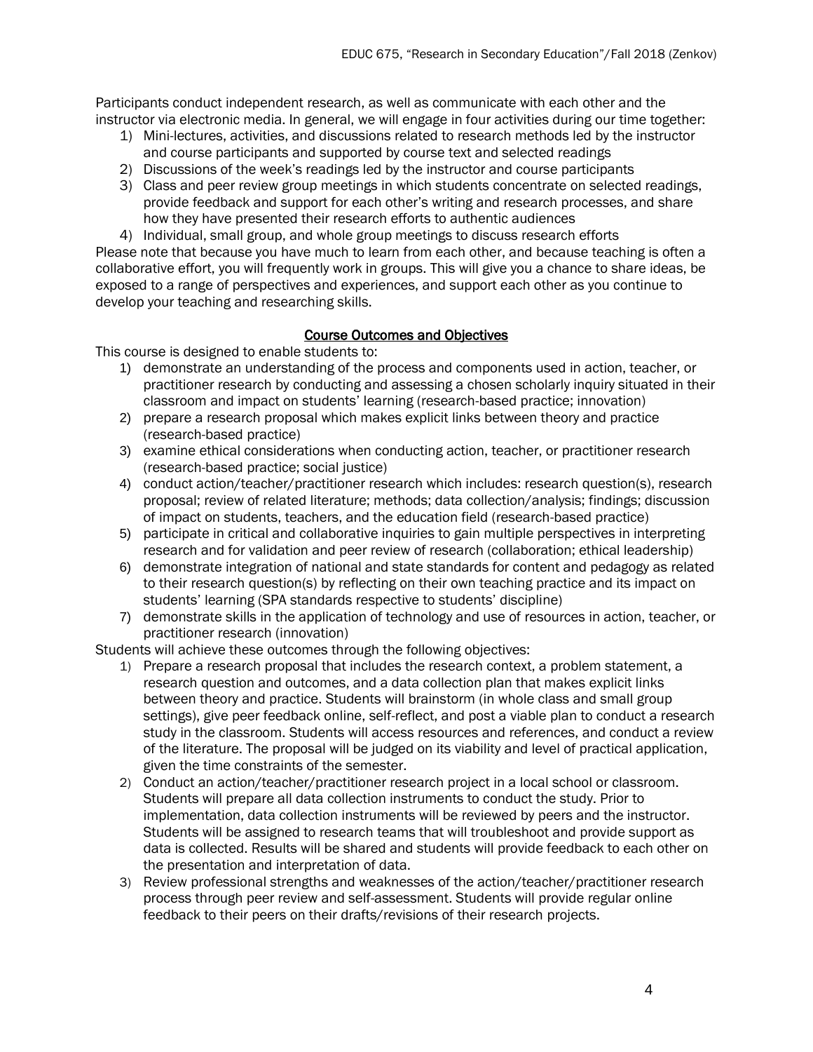Participants conduct independent research, as well as communicate with each other and the instructor via electronic media. In general, we will engage in four activities during our time together:

1) Mini-lectures, activities, and discussions related to research methods led by the instructor and course participants and supported by course text and selected readings
2) Discussions of the week's readings led by the instructor and course participants
3) Class and peer review group meetings in which students concentrate on selected readings, provide feedback and support for each other's writing and research processes, and share how they have presented their research efforts to authentic audiences
4) Individual, small group, and whole group meetings to discuss research efforts

Please note that because you have much to learn from each other, and because teaching is often a collaborative effort, you will frequently work in groups. This will give you a chance to share ideas, be exposed to a range of perspectives and experiences, and support each other as you continue to develop your teaching and researching skills.

## Course Outcomes and Objectives

This course is designed to enable students to:

1) demonstrate an understanding of the process and components used in action, teacher, or practitioner research by conducting and assessing a chosen scholarly inquiry situated in their classroom and impact on students' learning (research-based practice; innovation)
2) prepare a research proposal which makes explicit links between theory and practice (research-based practice)
3) examine ethical considerations when conducting action, teacher, or practitioner research (research-based practice; social justice)
4) conduct action/teacher/practitioner research which includes: research question(s), research proposal; review of related literature; methods; data collection/analysis; findings; discussion of impact on students, teachers, and the education field (research-based practice)
5) participate in critical and collaborative inquiries to gain multiple perspectives in interpreting research and for validation and peer review of research (collaboration; ethical leadership)
6) demonstrate integration of national and state standards for content and pedagogy as related to their research question(s) by reflecting on their own teaching practice and its impact on students' learning (SPA standards respective to students' discipline)
7) demonstrate skills in the application of technology and use of resources in action, teacher, or practitioner research (innovation)

Students will achieve these outcomes through the following objectives:

1) Prepare a research proposal that includes the research context, a problem statement, a research question and outcomes, and a data collection plan that makes explicit links between theory and practice. Students will brainstorm (in whole class and small group settings), give peer feedback online, self-reflect, and post a viable plan to conduct a research study in the classroom. Students will access resources and references, and conduct a review of the literature. The proposal will be judged on its viability and level of practical application, given the time constraints of the semester.
2) Conduct an action/teacher/practitioner research project in a local school or classroom. Students will prepare all data collection instruments to conduct the study. Prior to implementation, data collection instruments will be reviewed by peers and the instructor. Students will be assigned to research teams that will troubleshoot and provide support as data is collected. Results will be shared and students will provide feedback to each other on the presentation and interpretation of data.
3) Review professional strengths and weaknesses of the action/teacher/practitioner research process through peer review and self-assessment. Students will provide regular online feedback to their peers on their drafts/revisions of their research projects.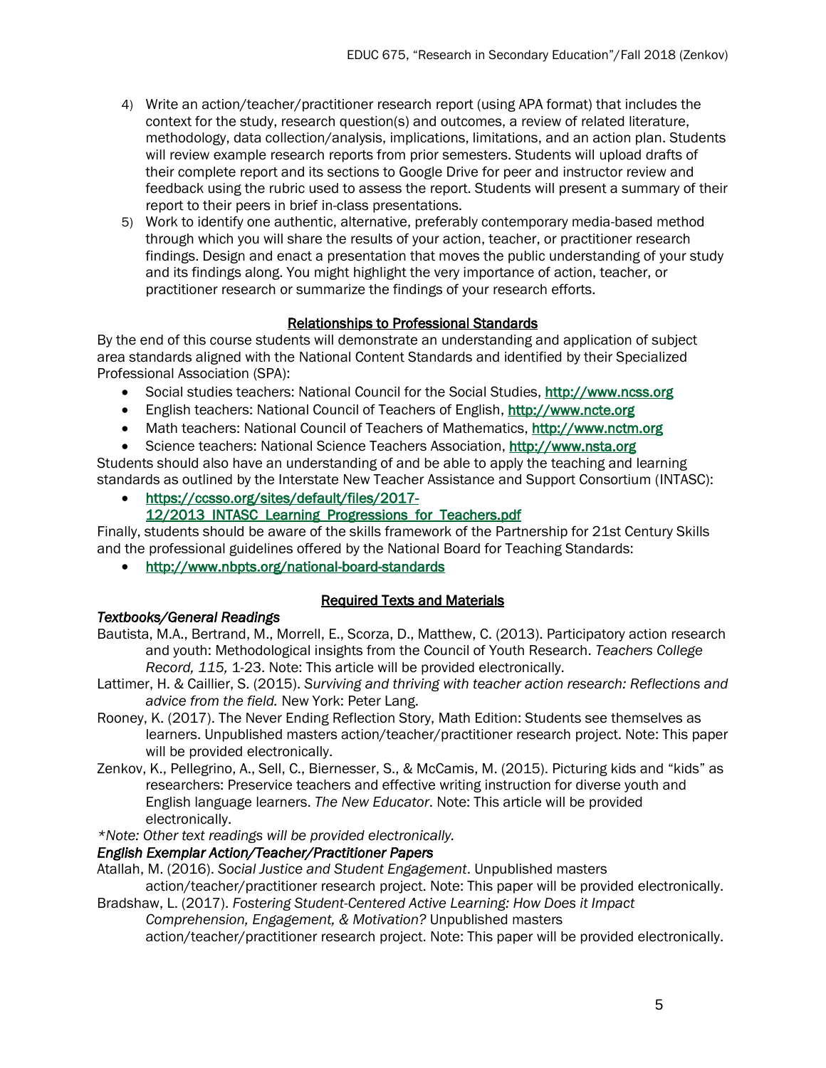4) Write an action/teacher/practitioner research report (using APA format) that includes the context for the study, research question(s) and outcomes, a review of related literature, methodology, data collection/analysis, implications, limitations, and an action plan. Students will review example research reports from prior semesters. Students will upload drafts of their complete report and its sections to Google Drive for peer and instructor review and feedback using the rubric used to assess the report. Students will present a summary of their report to their peers in brief in-class presentations.
5) Work to identify one authentic, alternative, preferably contemporary media-based method through which you will share the results of your action, teacher, or practitioner research findings. Design and enact a presentation that moves the public understanding of your study and its findings along. You might highlight the very importance of action, teacher, or practitioner research or summarize the findings of your research efforts.

## Relationships to Professional Standards

By the end of this course students will demonstrate an understanding and application of subject area standards aligned with the National Content Standards and identified by their Specialized Professional Association (SPA):

- Social studies teachers: National Council for the Social Studies, http://www.ncss.org
- English teachers: National Council of Teachers of English, http://www.ncte.org
- Math teachers: National Council of Teachers of Mathematics, http://www.nctm.org
- Science teachers: National Science Teachers Association, http://www.nsta.org

Students should also have an understanding of and be able to apply the teaching and learning standards as outlined by the Interstate New Teacher Assistance and Support Consortium (INTASC):

- https://ccsso.org/sites/default/files/2017-12/2013_INTASC_Learning_Progressions_for_Teachers.pdf

Finally, students should be aware of the skills framework of the Partnership for 21st Century Skills and the professional guidelines offered by the National Board for Teaching Standards:

- http://www.nbpts.org/national-board-standards

## Required Texts and Materials

*Textbooks/General Readings*

Bautista, M.A., Bertrand, M., Morrell, E., Scorza, D., Matthew, C. (2013). Participatory action research and youth: Methodological insights from the Council of Youth Research. *Teachers College Record, 115,* 1-23. Note: This article will be provided electronically.

Lattimer, H. & Caillier, S. (2015). *Surviving and thriving with teacher action research: Reflections and advice from the field.* New York: Peter Lang.

Rooney, K. (2017). The Never Ending Reflection Story, Math Edition: Students see themselves as learners. Unpublished masters action/teacher/practitioner research project. Note: This paper will be provided electronically.

Zenkov, K., Pellegrino, A., Sell, C., Biernesser, S., & McCamis, M. (2015). Picturing kids and "kids" as researchers: Preservice teachers and effective writing instruction for diverse youth and English language learners. *The New Educator*. Note: This article will be provided electronically.

*\*Note: Other text readings will be provided electronically.*

*English Exemplar Action/Teacher/Practitioner Papers*

Atallah, M. (2016). *Social Justice and Student Engagement*. Unpublished masters action/teacher/practitioner research project. Note: This paper will be provided electronically.

Bradshaw, L. (2017). *Fostering Student-Centered Active Learning: How Does it Impact Comprehension, Engagement, & Motivation?* Unpublished masters action/teacher/practitioner research project. Note: This paper will be provided electronically.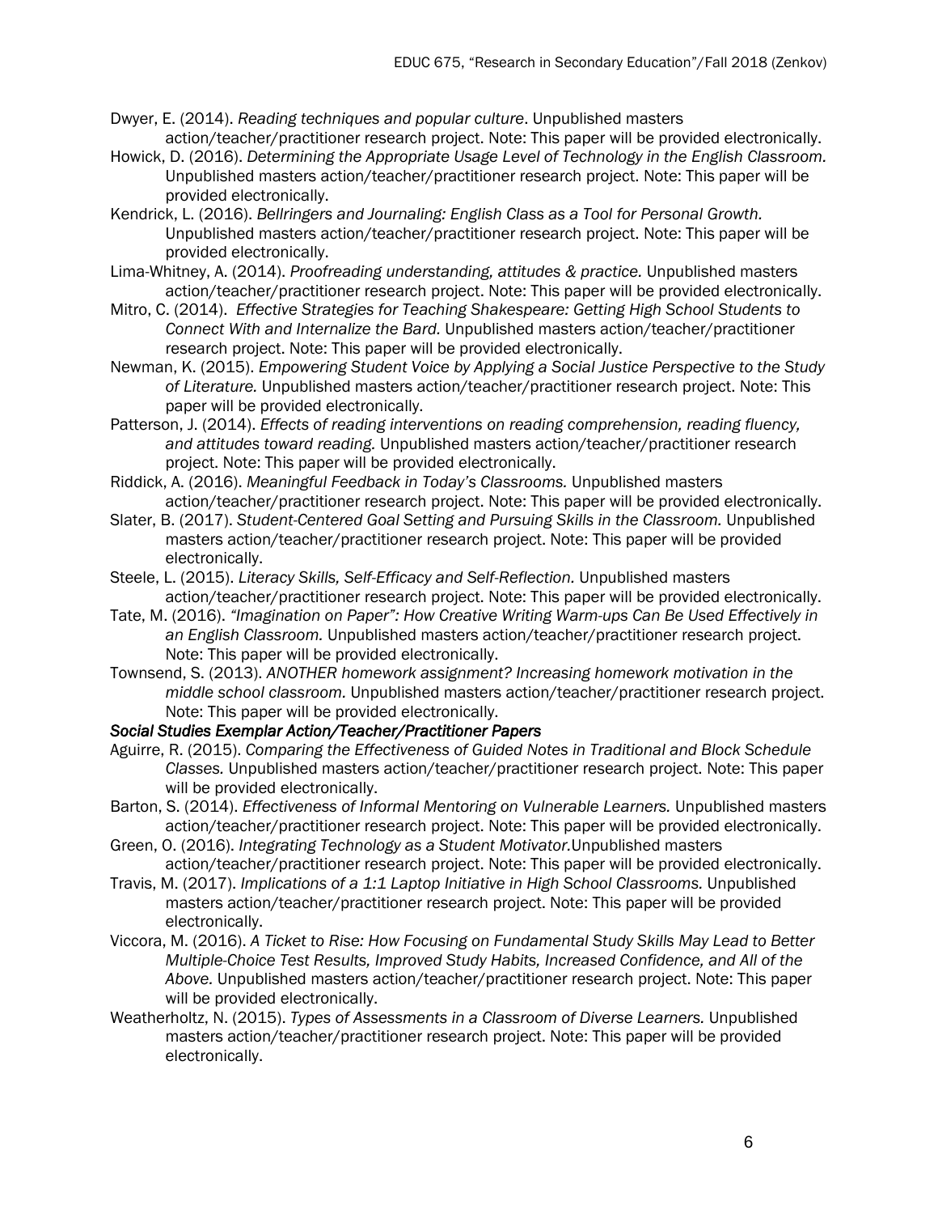Dwyer, E. (2014). *Reading techniques and popular culture*. Unpublished masters action/teacher/practitioner research project. Note: This paper will be provided electronically.

Howick, D. (2016). *Determining the Appropriate Usage Level of Technology in the English Classroom.* Unpublished masters action/teacher/practitioner research project. Note: This paper will be provided electronically.

Kendrick, L. (2016). *Bellringers and Journaling: English Class as a Tool for Personal Growth.* Unpublished masters action/teacher/practitioner research project. Note: This paper will be provided electronically.

Lima-Whitney, A. (2014). *Proofreading understanding, attitudes & practice.* Unpublished masters action/teacher/practitioner research project. Note: This paper will be provided electronically.

Mitro, C. (2014). *Effective Strategies for Teaching Shakespeare: Getting High School Students to Connect With and Internalize the Bard.* Unpublished masters action/teacher/practitioner research project. Note: This paper will be provided electronically.

Newman, K. (2015). *Empowering Student Voice by Applying a Social Justice Perspective to the Study of Literature.* Unpublished masters action/teacher/practitioner research project. Note: This paper will be provided electronically.

Patterson, J. (2014). *Effects of reading interventions on reading comprehension, reading fluency, and attitudes toward reading.* Unpublished masters action/teacher/practitioner research project. Note: This paper will be provided electronically.

Riddick, A. (2016). *Meaningful Feedback in Today's Classrooms.* Unpublished masters action/teacher/practitioner research project. Note: This paper will be provided electronically.

Slater, B. (2017). *Student-Centered Goal Setting and Pursuing Skills in the Classroom.* Unpublished masters action/teacher/practitioner research project. Note: This paper will be provided electronically.

Steele, L. (2015). *Literacy Skills, Self-Efficacy and Self-Reflection.* Unpublished masters action/teacher/practitioner research project. Note: This paper will be provided electronically.

Tate, M. (2016). *"Imagination on Paper": How Creative Writing Warm-ups Can Be Used Effectively in an English Classroom.* Unpublished masters action/teacher/practitioner research project. Note: This paper will be provided electronically.

Townsend, S. (2013). *ANOTHER homework assignment? Increasing homework motivation in the middle school classroom*. Unpublished masters action/teacher/practitioner research project. Note: This paper will be provided electronically.

***Social Studies Exemplar Action/Teacher/Practitioner Papers***

Aguirre, R. (2015). *Comparing the Effectiveness of Guided Notes in Traditional and Block Schedule Classes.* Unpublished masters action/teacher/practitioner research project. Note: This paper will be provided electronically.

Barton, S. (2014). *Effectiveness of Informal Mentoring on Vulnerable Learners.* Unpublished masters action/teacher/practitioner research project. Note: This paper will be provided electronically.

Green, O. (2016). *Integrating Technology as a Student Motivator.*Unpublished masters action/teacher/practitioner research project. Note: This paper will be provided electronically.

Travis, M. (2017). *Implications of a 1:1 Laptop Initiative in High School Classrooms.* Unpublished masters action/teacher/practitioner research project. Note: This paper will be provided electronically.

Viccora, M. (2016). *A Ticket to Rise: How Focusing on Fundamental Study Skills May Lead to Better Multiple-Choice Test Results, Improved Study Habits, Increased Confidence, and All of the Above.* Unpublished masters action/teacher/practitioner research project. Note: This paper will be provided electronically.

Weatherholtz, N. (2015). *Types of Assessments in a Classroom of Diverse Learners.* Unpublished masters action/teacher/practitioner research project. Note: This paper will be provided electronically.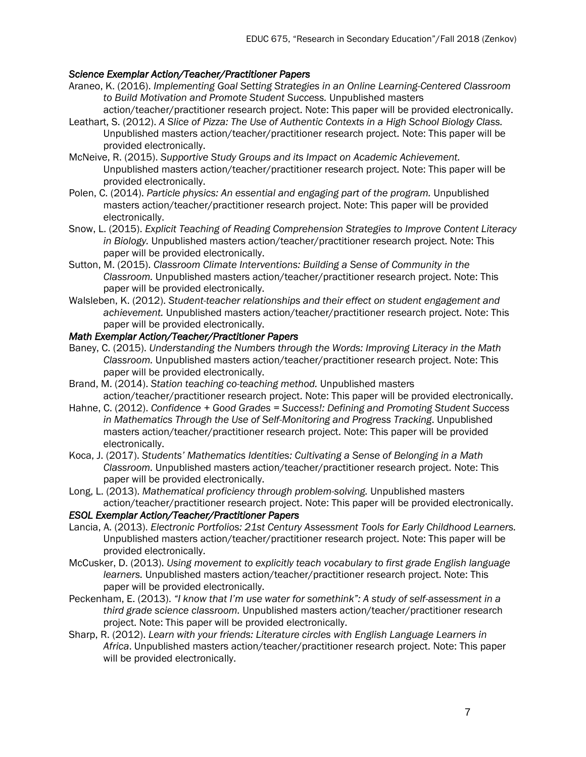#### *Science Exemplar Action/Teacher/Practitioner Papers*

Araneo, K. (2016). *Implementing Goal Setting Strategies in an Online Learning-Centered Classroom to Build Motivation and Promote Student Success.* Unpublished masters action/teacher/practitioner research project. Note: This paper will be provided electronically.

Leathart, S. (2012). *A Slice of Pizza: The Use of Authentic Contexts in a High School Biology Class.* Unpublished masters action/teacher/practitioner research project. Note: This paper will be provided electronically.

McNeive, R. (2015). *Supportive Study Groups and its Impact on Academic Achievement.* Unpublished masters action/teacher/practitioner research project. Note: This paper will be provided electronically.

Polen, C. (2014). *Particle physics: An essential and engaging part of the program.* Unpublished masters action/teacher/practitioner research project. Note: This paper will be provided electronically.

Snow, L. (2015). *Explicit Teaching of Reading Comprehension Strategies to Improve Content Literacy in Biology.* Unpublished masters action/teacher/practitioner research project. Note: This paper will be provided electronically.

Sutton, M. (2015). *Classroom Climate Interventions: Building a Sense of Community in the Classroom.* Unpublished masters action/teacher/practitioner research project. Note: This paper will be provided electronically.

Walsleben, K. (2012). *Student-teacher relationships and their effect on student engagement and achievement.* Unpublished masters action/teacher/practitioner research project. Note: This paper will be provided electronically.

#### *Math Exemplar Action/Teacher/Practitioner Papers*

Baney, C. (2015). *Understanding the Numbers through the Words: Improving Literacy in the Math Classroom.* Unpublished masters action/teacher/practitioner research project. Note: This paper will be provided electronically.

Brand, M. (2014). *Station teaching co-teaching method.* Unpublished masters action/teacher/practitioner research project. Note: This paper will be provided electronically.

Hahne, C. (2012). *Confidence + Good Grades = Success!: Defining and Promoting Student Success in Mathematics Through the Use of Self-Monitoring and Progress Tracking*. Unpublished masters action/teacher/practitioner research project. Note: This paper will be provided electronically.

Koca, J. (2017). *Students' Mathematics Identities: Cultivating a Sense of Belonging in a Math Classroom.* Unpublished masters action/teacher/practitioner research project. Note: This paper will be provided electronically.

Long, L. (2013). *Mathematical proficiency through problem-solving.* Unpublished masters action/teacher/practitioner research project. Note: This paper will be provided electronically.

#### *ESOL Exemplar Action/Teacher/Practitioner Papers*

Lancia, A. (2013). *Electronic Portfolios: 21st Century Assessment Tools for Early Childhood Learners.* Unpublished masters action/teacher/practitioner research project. Note: This paper will be provided electronically.

McCusker, D. (2013). *Using movement to explicitly teach vocabulary to first grade English language learners.* Unpublished masters action/teacher/practitioner research project. Note: This paper will be provided electronically.

Peckenham, E. (2013). *"I know that I'm use water for somethink": A study of self-assessment in a third grade science classroom.* Unpublished masters action/teacher/practitioner research project. Note: This paper will be provided electronically.

Sharp, R. (2012). *Learn with your friends: Literature circles with English Language Learners in Africa*. Unpublished masters action/teacher/practitioner research project. Note: This paper will be provided electronically.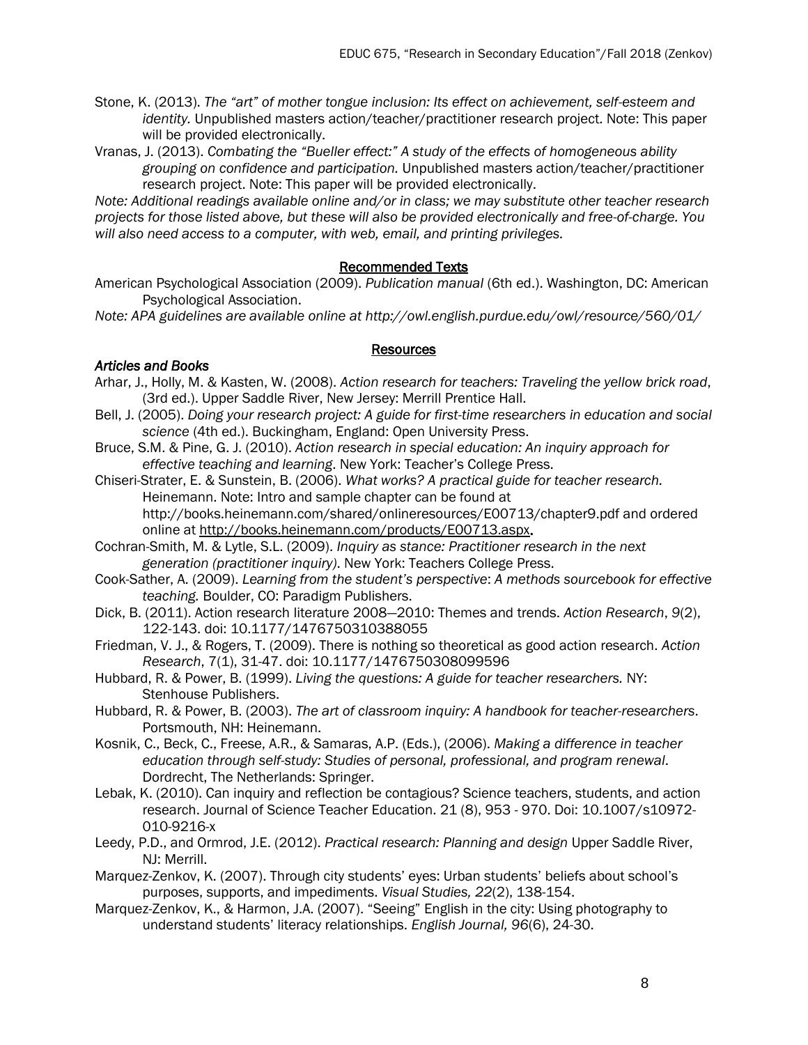Stone, K. (2013). *The "art" of mother tongue inclusion: Its effect on achievement, self-esteem and identity.* Unpublished masters action/teacher/practitioner research project. Note: This paper will be provided electronically.

Vranas, J. (2013). *Combating the "Bueller effect:" A study of the effects of homogeneous ability grouping on confidence and participation.* Unpublished masters action/teacher/practitioner research project. Note: This paper will be provided electronically.

*Note: Additional readings available online and/or in class; we may substitute other teacher research projects for those listed above, but these will also be provided electronically and free-of-charge. You will also need access to a computer, with web, email, and printing privileges.*

## Recommended Texts

American Psychological Association (2009). *Publication manual* (6th ed.). Washington, DC: American Psychological Association.

*Note: APA guidelines are available online at http://owl.english.purdue.edu/owl/resource/560/01/*

## Resources

### *Articles and Books*

Arhar, J., Holly, M. & Kasten, W. (2008). *Action research for teachers: Traveling the yellow brick road*, (3rd ed.). Upper Saddle River, New Jersey: Merrill Prentice Hall.

Bell, J. (2005). *Doing your research project: A guide for first-time researchers in education and social science* (4th ed.). Buckingham, England: Open University Press.

Bruce, S.M. & Pine, G. J. (2010). *Action research in special education: An inquiry approach for effective teaching and learning*. New York: Teacher's College Press.

Chiseri-Strater, E. & Sunstein, B. (2006). *What works? A practical guide for teacher research.* Heinemann. Note: Intro and sample chapter can be found at http://books.heinemann.com/shared/onlineresources/E00713/chapter9.pdf and ordered online at http://books.heinemann.com/products/E00713.aspx.

Cochran-Smith, M. & Lytle, S.L. (2009). *Inquiry as stance: Practitioner research in the next generation (practitioner inquiry)*. New York: Teachers College Press.

Cook-Sather, A. (2009). *Learning from the student's perspective*: *A methods sourcebook for effective teaching.* Boulder, CO: Paradigm Publishers.

Dick, B. (2011). Action research literature 2008—2010: Themes and trends. *Action Research*, *9*(2), 122-143. doi: 10.1177/1476750310388055

Friedman, V. J., & Rogers, T. (2009). There is nothing so theoretical as good action research. *Action Research*, 7(1), 31-47. doi: 10.1177/1476750308099596

Hubbard, R. & Power, B. (1999). *Living the questions: A guide for teacher researchers.* NY: Stenhouse Publishers.

Hubbard, R. & Power, B. (2003). *The art of classroom inquiry: A handbook for teacher-researchers*. Portsmouth, NH: Heinemann.

Kosnik, C., Beck, C., Freese, A.R., & Samaras, A.P. (Eds.), (2006). *Making a difference in teacher education through self-study: Studies of personal, professional, and program renewal*. Dordrecht, The Netherlands: Springer.

Lebak, K. (2010). Can inquiry and reflection be contagious? Science teachers, students, and action research. Journal of Science Teacher Education. 21 (8), 953 - 970. Doi: 10.1007/s10972-010-9216-x

Leedy, P.D., and Ormrod, J.E. (2012). *Practical research: Planning and design* Upper Saddle River, NJ: Merrill.

Marquez-Zenkov, K. (2007). Through city students' eyes: Urban students' beliefs about school's purposes, supports, and impediments. *Visual Studies, 22*(2), 138-154.

Marquez-Zenkov, K., & Harmon, J.A. (2007). "Seeing" English in the city: Using photography to understand students' literacy relationships. *English Journal, 96*(6), 24-30.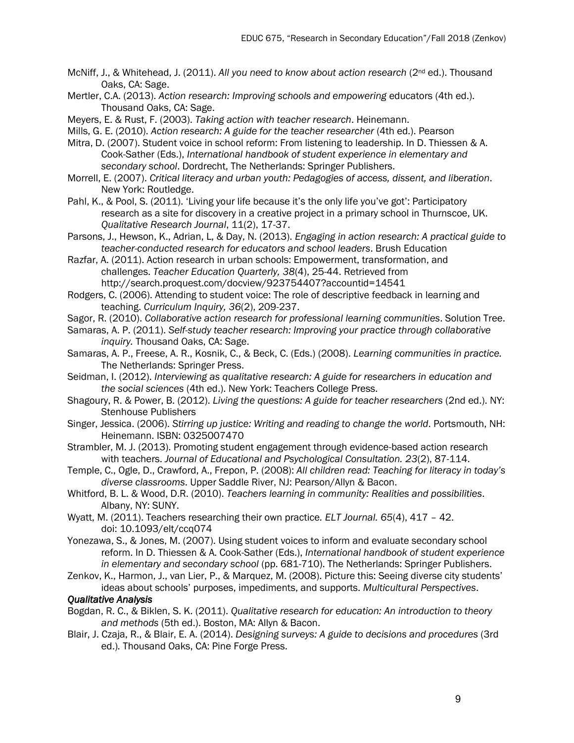McNiff, J., & Whitehead, J. (2011). *All you need to know about action research* (2nd ed.). Thousand Oaks, CA: Sage.

Mertler, C.A. (2013). *Action research: Improving schools and empowering* educators (4th ed.). Thousand Oaks, CA: Sage.

Meyers, E. & Rust, F. (2003). *Taking action with teacher research*. Heinemann.

Mills, G. E. (2010). *Action research: A guide for the teacher researcher* (4th ed.). Pearson

Mitra, D. (2007). Student voice in school reform: From listening to leadership. In D. Thiessen & A. Cook-Sather (Eds.), *International handbook of student experience in elementary and secondary school*. Dordrecht, The Netherlands: Springer Publishers.

Morrell, E. (2007). *Critical literacy and urban youth: Pedagogies of access, dissent, and liberation*. New York: Routledge.

Pahl, K., & Pool, S. (2011). 'Living your life because it's the only life you've got': Participatory research as a site for discovery in a creative project in a primary school in Thurnscoe, UK. *Qualitative Research Journal*, 11(2), 17-37.

Parsons, J., Hewson, K., Adrian, L, & Day, N. (2013). *Engaging in action research: A practical guide to teacher-conducted research for educators and school leaders*. Brush Education

Razfar, A. (2011). Action research in urban schools: Empowerment, transformation, and challenges. *Teacher Education Quarterly, 38*(4), 25-44. Retrieved from http://search.proquest.com/docview/923754407?accountid=14541

Rodgers, C. (2006). Attending to student voice: The role of descriptive feedback in learning and teaching. *Curriculum Inquiry, 36*(2), 209-237.

Sagor, R. (2010). *Collaborative action research for professional learning communities*. Solution Tree.

Samaras, A. P. (2011). *Self-study teacher research: Improving your practice through collaborative inquiry.* Thousand Oaks, CA: Sage.

Samaras, A. P., Freese, A. R., Kosnik, C., & Beck, C. (Eds.) (2008). *Learning communities in practice.* The Netherlands: Springer Press.

Seidman, I. (2012). *Interviewing as qualitative research: A guide for researchers in education and the social sciences* (4th ed.). New York: Teachers College Press.

Shagoury, R. & Power, B. (2012). *Living the questions: A guide for teacher researchers* (2nd ed.). NY: Stenhouse Publishers

Singer, Jessica. (2006). *Stirring up justice: Writing and reading to change the world*. Portsmouth, NH: Heinemann. ISBN: 0325007470

Strambler, M. J. (2013). Promoting student engagement through evidence-based action research with teachers. *Journal of Educational and Psychological Consultation. 23*(2), 87-114.

Temple, C., Ogle, D., Crawford, A., Frepon, P. (2008): *All children read: Teaching for literacy in today's diverse classrooms*. Upper Saddle River, NJ: Pearson/Allyn & Bacon.

Whitford, B. L. & Wood, D.R. (2010). *Teachers learning in community: Realities and possibilities*. Albany, NY: SUNY.

Wyatt, M. (2011). Teachers researching their own practice. *ELT Journal. 65*(4), 417 – 42. doi: 10.1093/elt/ccq074

Yonezawa, S., & Jones, M. (2007). Using student voices to inform and evaluate secondary school reform. In D. Thiessen & A. Cook-Sather (Eds.), *International handbook of student experience in elementary and secondary school* (pp. 681-710). The Netherlands: Springer Publishers.

Zenkov, K., Harmon, J., van Lier, P., & Marquez, M. (2008). Picture this: Seeing diverse city students' ideas about schools' purposes, impediments, and supports. *Multicultural Perspectives*.

***Qualitative Analysis***

Bogdan, R. C., & Biklen, S. K. (2011). *Qualitative research for education: An introduction to theory and methods* (5th ed.). Boston, MA: Allyn & Bacon.

Blair, J. Czaja, R., & Blair, E. A. (2014). *Designing surveys: A guide to decisions and procedures* (3rd ed.). Thousand Oaks, CA: Pine Forge Press.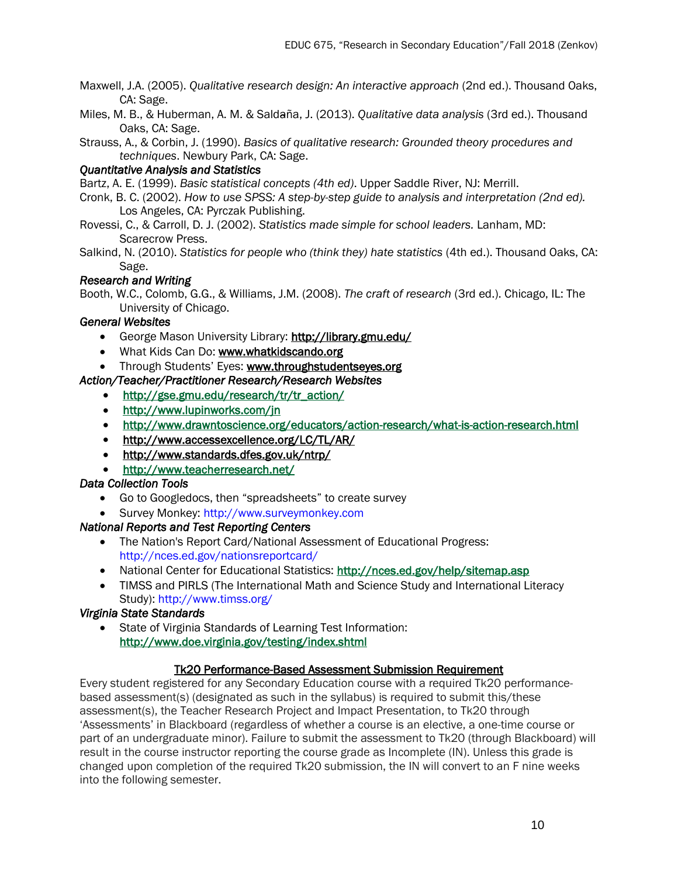Maxwell, J.A. (2005). *Qualitative research design: An interactive approach* (2nd ed.). Thousand Oaks, CA: Sage.

Miles, M. B., & Huberman, A. M. & Saldaña, J. (2013). *Qualitative data analysis* (3rd ed.). Thousand Oaks, CA: Sage.

Strauss, A., & Corbin, J. (1990). *Basics of qualitative research: Grounded theory procedures and techniques*. Newbury Park, CA: Sage.

***Quantitative Analysis and Statistics***

Bartz, A. E. (1999). *Basic statistical concepts (4th ed)*. Upper Saddle River, NJ: Merrill.

Cronk, B. C. (2002). *How to use SPSS: A step-by-step guide to analysis and interpretation (2nd ed).* Los Angeles, CA: Pyrczak Publishing.

Rovessi, C., & Carroll, D. J. (2002). *Statistics made simple for school leaders.* Lanham, MD: Scarecrow Press.

Salkind, N. (2010). *Statistics for people who (think they) hate statistics* (4th ed.). Thousand Oaks, CA: Sage.

***Research and Writing***

Booth, W.C., Colomb, G.G., & Williams, J.M. (2008). *The craft of research* (3rd ed.). Chicago, IL: The University of Chicago.

***General Websites***

- George Mason University Library: http://library.gmu.edu/
- What Kids Can Do: www.whatkidscando.org
- Through Students' Eyes: www.throughstudentseyes.org

***Action/Teacher/Practitioner Research/Research Websites***

- http://gse.gmu.edu/research/tr/tr_action/
- http://www.lupinworks.com/jn
- http://www.drawntoscience.org/educators/action-research/what-is-action-research.html
- http://www.accessexcellence.org/LC/TL/AR/
- http://www.standards.dfes.gov.uk/ntrp/
- http://www.teacherresearch.net/

***Data Collection Tools***

- Go to Googledocs, then "spreadsheets" to create survey
- Survey Monkey: http://www.surveymonkey.com

***National Reports and Test Reporting Centers***

- The Nation's Report Card/National Assessment of Educational Progress: http://nces.ed.gov/nationsreportcard/
- National Center for Educational Statistics: http://nces.ed.gov/help/sitemap.asp
- TIMSS and PIRLS (The International Math and Science Study and International Literacy Study): http://www.timss.org/

***Virginia State Standards***

- State of Virginia Standards of Learning Test Information: http://www.doe.virginia.gov/testing/index.shtml

## Tk20 Performance-Based Assessment Submission Requirement

Every student registered for any Secondary Education course with a required Tk20 performance-based assessment(s) (designated as such in the syllabus) is required to submit this/these assessment(s), the Teacher Research Project and Impact Presentation, to Tk20 through 'Assessments' in Blackboard (regardless of whether a course is an elective, a one-time course or part of an undergraduate minor). Failure to submit the assessment to Tk20 (through Blackboard) will result in the course instructor reporting the course grade as Incomplete (IN). Unless this grade is changed upon completion of the required Tk20 submission, the IN will convert to an F nine weeks into the following semester.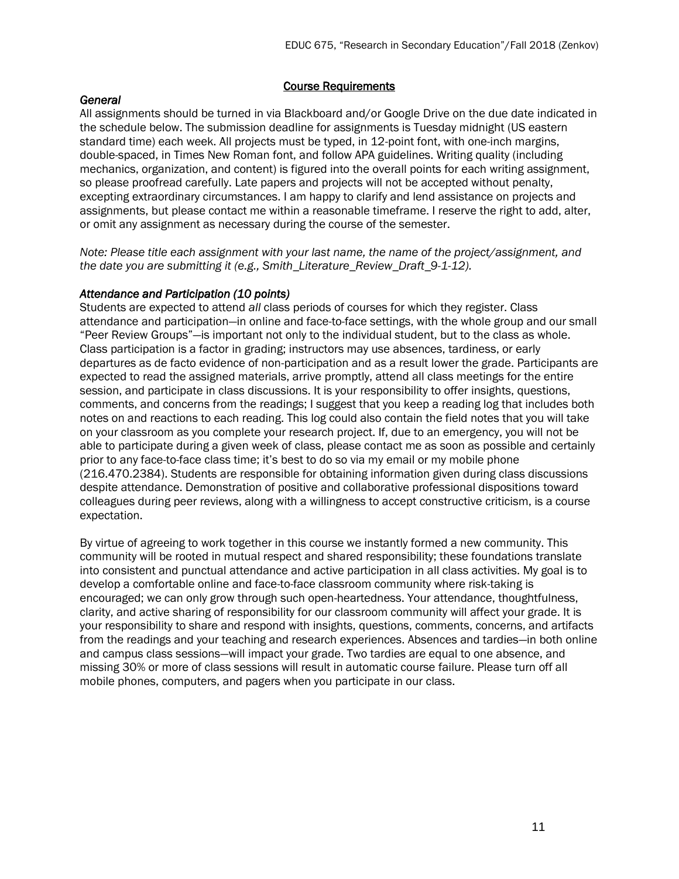## Course Requirements

### *General*

All assignments should be turned in via Blackboard and/or Google Drive on the due date indicated in the schedule below. The submission deadline for assignments is Tuesday midnight (US eastern standard time) each week. All projects must be typed, in 12-point font, with one-inch margins, double-spaced, in Times New Roman font, and follow APA guidelines. Writing quality (including mechanics, organization, and content) is figured into the overall points for each writing assignment, so please proofread carefully. Late papers and projects will not be accepted without penalty, excepting extraordinary circumstances. I am happy to clarify and lend assistance on projects and assignments, but please contact me within a reasonable timeframe. I reserve the right to add, alter, or omit any assignment as necessary during the course of the semester.

*Note: Please title each assignment with your last name, the name of the project/assignment, and the date you are submitting it (e.g., Smith_Literature_Review_Draft_9-1-12).*

### *Attendance and Participation (10 points)*

Students are expected to attend *all* class periods of courses for which they register. Class attendance and participation—in online and face-to-face settings, with the whole group and our small "Peer Review Groups"—is important not only to the individual student, but to the class as whole. Class participation is a factor in grading; instructors may use absences, tardiness, or early departures as de facto evidence of non-participation and as a result lower the grade. Participants are expected to read the assigned materials, arrive promptly, attend all class meetings for the entire session, and participate in class discussions. It is your responsibility to offer insights, questions, comments, and concerns from the readings; I suggest that you keep a reading log that includes both notes on and reactions to each reading. This log could also contain the field notes that you will take on your classroom as you complete your research project. If, due to an emergency, you will not be able to participate during a given week of class, please contact me as soon as possible and certainly prior to any face-to-face class time; it's best to do so via my email or my mobile phone (216.470.2384). Students are responsible for obtaining information given during class discussions despite attendance. Demonstration of positive and collaborative professional dispositions toward colleagues during peer reviews, along with a willingness to accept constructive criticism, is a course expectation.

By virtue of agreeing to work together in this course we instantly formed a new community. This community will be rooted in mutual respect and shared responsibility; these foundations translate into consistent and punctual attendance and active participation in all class activities. My goal is to develop a comfortable online and face-to-face classroom community where risk-taking is encouraged; we can only grow through such open-heartedness. Your attendance, thoughtfulness, clarity, and active sharing of responsibility for our classroom community will affect your grade. It is your responsibility to share and respond with insights, questions, comments, concerns, and artifacts from the readings and your teaching and research experiences. Absences and tardies—in both online and campus class sessions—will impact your grade. Two tardies are equal to one absence, and missing 30% or more of class sessions will result in automatic course failure. Please turn off all mobile phones, computers, and pagers when you participate in our class.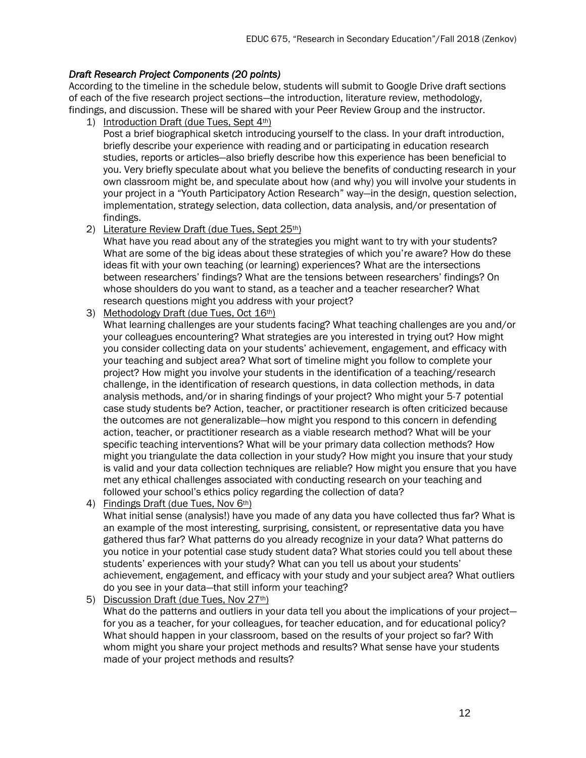### *Draft Research Project Components (20 points)*

According to the timeline in the schedule below, students will submit to Google Drive draft sections of each of the five research project sections—the introduction, literature review, methodology, findings, and discussion. These will be shared with your Peer Review Group and the instructor.

1) Introduction Draft (due Tues, Sept 4th)
   Post a brief biographical sketch introducing yourself to the class. In your draft introduction, briefly describe your experience with reading and or participating in education research studies, reports or articles—also briefly describe how this experience has been beneficial to you. Very briefly speculate about what you believe the benefits of conducting research in your own classroom might be, and speculate about how (and why) you will involve your students in your project in a "Youth Participatory Action Research" way—in the design, question selection, implementation, strategy selection, data collection, data analysis, and/or presentation of findings.
2) Literature Review Draft (due Tues, Sept 25th)
   What have you read about any of the strategies you might want to try with your students? What are some of the big ideas about these strategies of which you're aware? How do these ideas fit with your own teaching (or learning) experiences? What are the intersections between researchers' findings? What are the tensions between researchers' findings? On whose shoulders do you want to stand, as a teacher and a teacher researcher? What research questions might you address with your project?
3) Methodology Draft (due Tues, Oct 16th)
   What learning challenges are your students facing? What teaching challenges are you and/or your colleagues encountering? What strategies are you interested in trying out? How might you consider collecting data on your students' achievement, engagement, and efficacy with your teaching and subject area? What sort of timeline might you follow to complete your project? How might you involve your students in the identification of a teaching/research challenge, in the identification of research questions, in data collection methods, in data analysis methods, and/or in sharing findings of your project? Who might your 5-7 potential case study students be? Action, teacher, or practitioner research is often criticized because the outcomes are not generalizable—how might you respond to this concern in defending action, teacher, or practitioner research as a viable research method? What will be your specific teaching interventions? What will be your primary data collection methods? How might you triangulate the data collection in your study? How might you insure that your study is valid and your data collection techniques are reliable? How might you ensure that you have met any ethical challenges associated with conducting research on your teaching and followed your school's ethics policy regarding the collection of data?
4) Findings Draft (due Tues, Nov 6th)
   What initial sense (analysis!) have you made of any data you have collected thus far? What is an example of the most interesting, surprising, consistent, or representative data you have gathered thus far? What patterns do you already recognize in your data? What patterns do you notice in your potential case study student data? What stories could you tell about these students' experiences with your study? What can you tell us about your students' achievement, engagement, and efficacy with your study and your subject area? What outliers do you see in your data—that still inform your teaching?
5) Discussion Draft (due Tues, Nov 27th)
   What do the patterns and outliers in your data tell you about the implications of your project—for you as a teacher, for your colleagues, for teacher education, and for educational policy? What should happen in your classroom, based on the results of your project so far? With whom might you share your project methods and results? What sense have your students made of your project methods and results?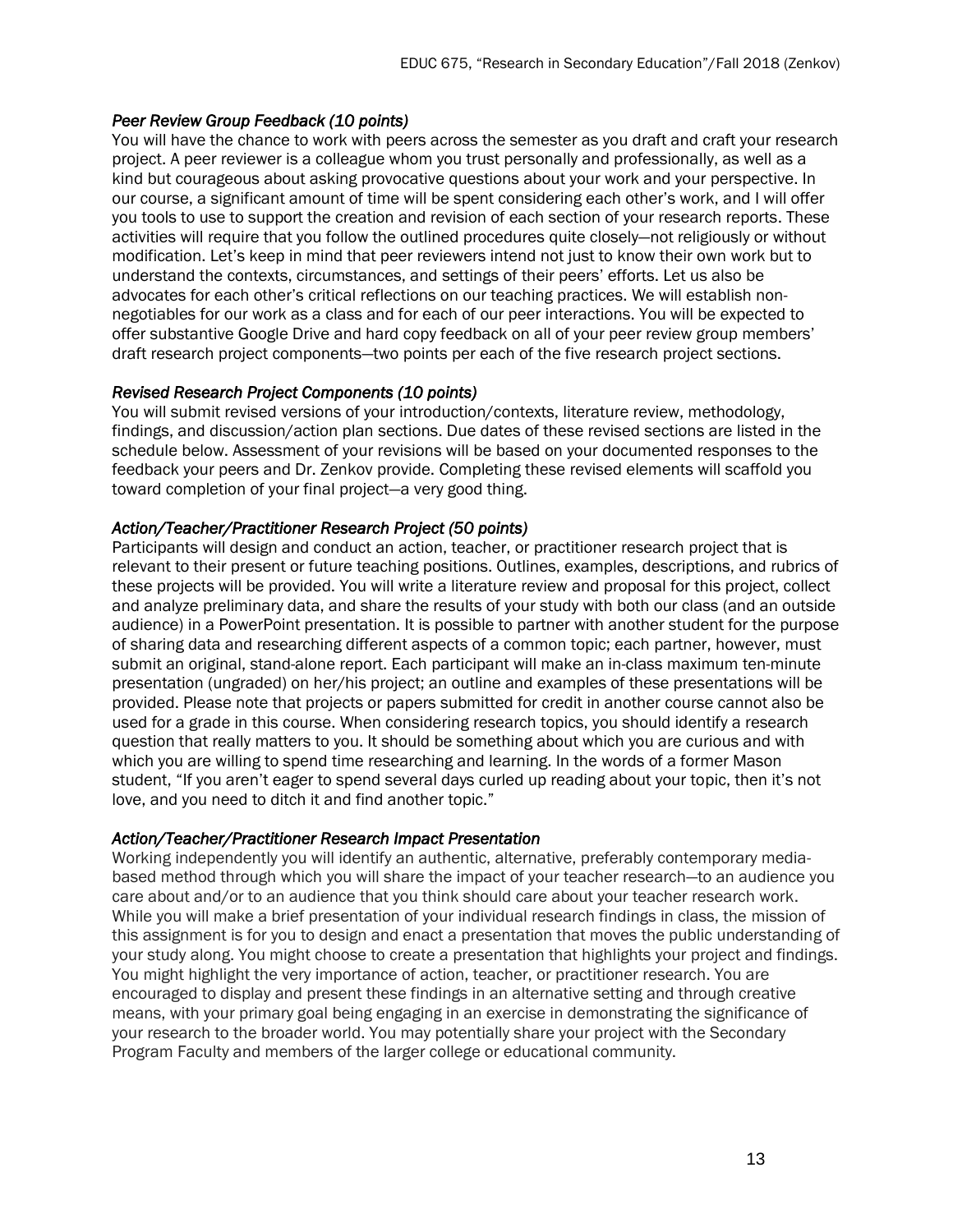*Peer Review Group Feedback (10 points)*

You will have the chance to work with peers across the semester as you draft and craft your research project. A peer reviewer is a colleague whom you trust personally and professionally, as well as a kind but courageous about asking provocative questions about your work and your perspective. In our course, a significant amount of time will be spent considering each other's work, and I will offer you tools to use to support the creation and revision of each section of your research reports. These activities will require that you follow the outlined procedures quite closely—not religiously or without modification. Let's keep in mind that peer reviewers intend not just to know their own work but to understand the contexts, circumstances, and settings of their peers' efforts. Let us also be advocates for each other's critical reflections on our teaching practices. We will establish non-negotiables for our work as a class and for each of our peer interactions. You will be expected to offer substantive Google Drive and hard copy feedback on all of your peer review group members' draft research project components—two points per each of the five research project sections.

*Revised Research Project Components (10 points)*

You will submit revised versions of your introduction/contexts, literature review, methodology, findings, and discussion/action plan sections. Due dates of these revised sections are listed in the schedule below. Assessment of your revisions will be based on your documented responses to the feedback your peers and Dr. Zenkov provide. Completing these revised elements will scaffold you toward completion of your final project—a very good thing.

*Action/Teacher/Practitioner Research Project (50 points)*

Participants will design and conduct an action, teacher, or practitioner research project that is relevant to their present or future teaching positions. Outlines, examples, descriptions, and rubrics of these projects will be provided. You will write a literature review and proposal for this project, collect and analyze preliminary data, and share the results of your study with both our class (and an outside audience) in a PowerPoint presentation. It is possible to partner with another student for the purpose of sharing data and researching different aspects of a common topic; each partner, however, must submit an original, stand-alone report. Each participant will make an in-class maximum ten-minute presentation (ungraded) on her/his project; an outline and examples of these presentations will be provided. Please note that projects or papers submitted for credit in another course cannot also be used for a grade in this course. When considering research topics, you should identify a research question that really matters to you. It should be something about which you are curious and with which you are willing to spend time researching and learning. In the words of a former Mason student, "If you aren't eager to spend several days curled up reading about your topic, then it's not love, and you need to ditch it and find another topic."

*Action/Teacher/Practitioner Research Impact Presentation*

Working independently you will identify an authentic, alternative, preferably contemporary media-based method through which you will share the impact of your teacher research—to an audience you care about and/or to an audience that you think should care about your teacher research work. While you will make a brief presentation of your individual research findings in class, the mission of this assignment is for you to design and enact a presentation that moves the public understanding of your study along. You might choose to create a presentation that highlights your project and findings. You might highlight the very importance of action, teacher, or practitioner research. You are encouraged to display and present these findings in an alternative setting and through creative means, with your primary goal being engaging in an exercise in demonstrating the significance of your research to the broader world. You may potentially share your project with the Secondary Program Faculty and members of the larger college or educational community.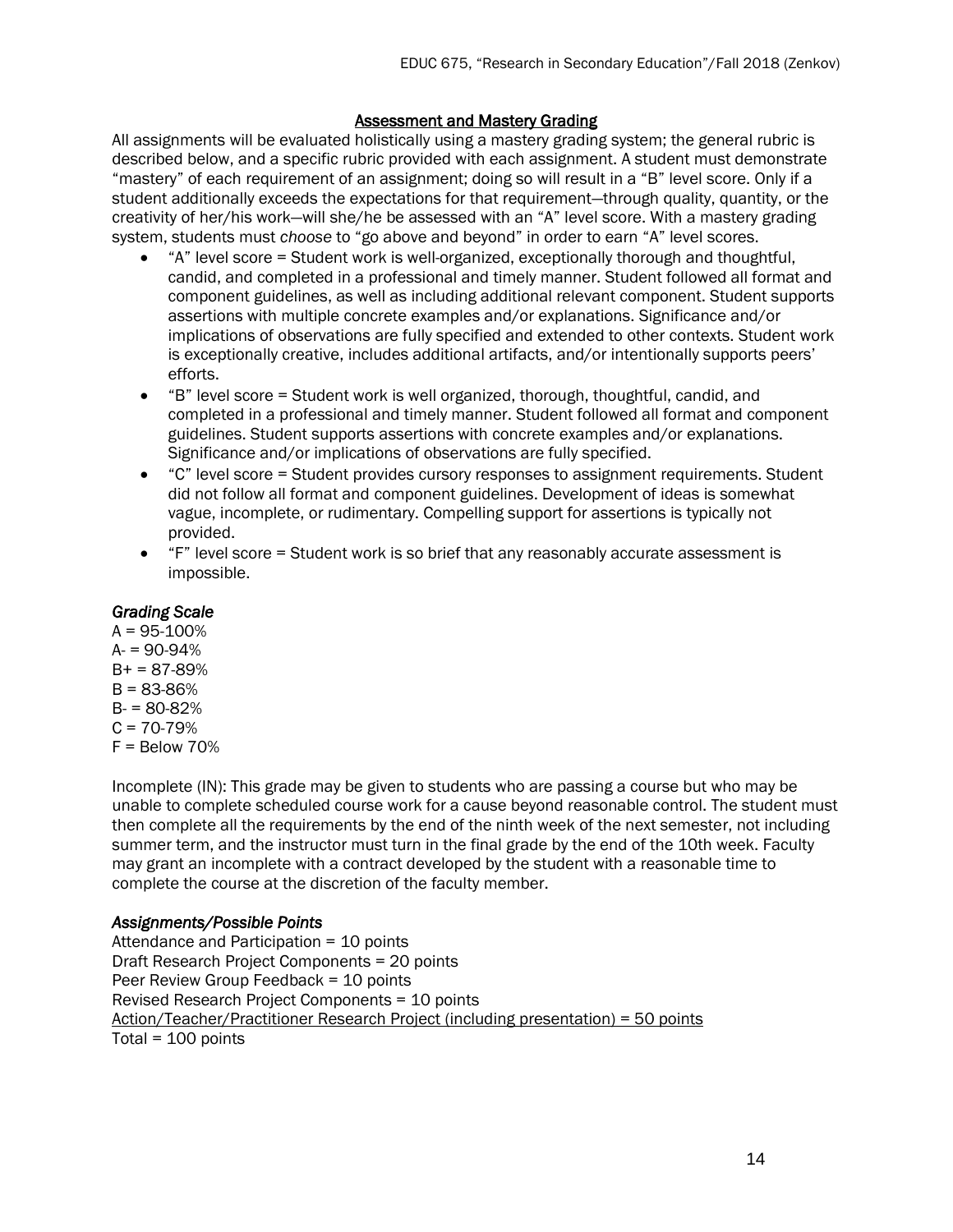## Assessment and Mastery Grading

All assignments will be evaluated holistically using a mastery grading system; the general rubric is described below, and a specific rubric provided with each assignment. A student must demonstrate "mastery" of each requirement of an assignment; doing so will result in a "B" level score. Only if a student additionally exceeds the expectations for that requirement—through quality, quantity, or the creativity of her/his work—will she/he be assessed with an "A" level score. With a mastery grading system, students must *choose* to "go above and beyond" in order to earn "A" level scores.

- "A" level score = Student work is well-organized, exceptionally thorough and thoughtful, candid, and completed in a professional and timely manner. Student followed all format and component guidelines, as well as including additional relevant component. Student supports assertions with multiple concrete examples and/or explanations. Significance and/or implications of observations are fully specified and extended to other contexts. Student work is exceptionally creative, includes additional artifacts, and/or intentionally supports peers' efforts.
- "B" level score = Student work is well organized, thorough, thoughtful, candid, and completed in a professional and timely manner. Student followed all format and component guidelines. Student supports assertions with concrete examples and/or explanations. Significance and/or implications of observations are fully specified.
- "C" level score = Student provides cursory responses to assignment requirements. Student did not follow all format and component guidelines. Development of ideas is somewhat vague, incomplete, or rudimentary. Compelling support for assertions is typically not provided.
- "F" level score = Student work is so brief that any reasonably accurate assessment is impossible.

### *Grading Scale*

A = 95-100%
A- = 90-94%
B+ = 87-89%
B = 83-86%
B- = 80-82%
C = 70-79%
F = Below 70%

Incomplete (IN): This grade may be given to students who are passing a course but who may be unable to complete scheduled course work for a cause beyond reasonable control. The student must then complete all the requirements by the end of the ninth week of the next semester, not including summer term, and the instructor must turn in the final grade by the end of the 10th week. Faculty may grant an incomplete with a contract developed by the student with a reasonable time to complete the course at the discretion of the faculty member.

### *Assignments/Possible Points*

Attendance and Participation = 10 points
Draft Research Project Components = 20 points
Peer Review Group Feedback = 10 points
Revised Research Project Components = 10 points
Action/Teacher/Practitioner Research Project (including presentation) = 50 points
Total = 100 points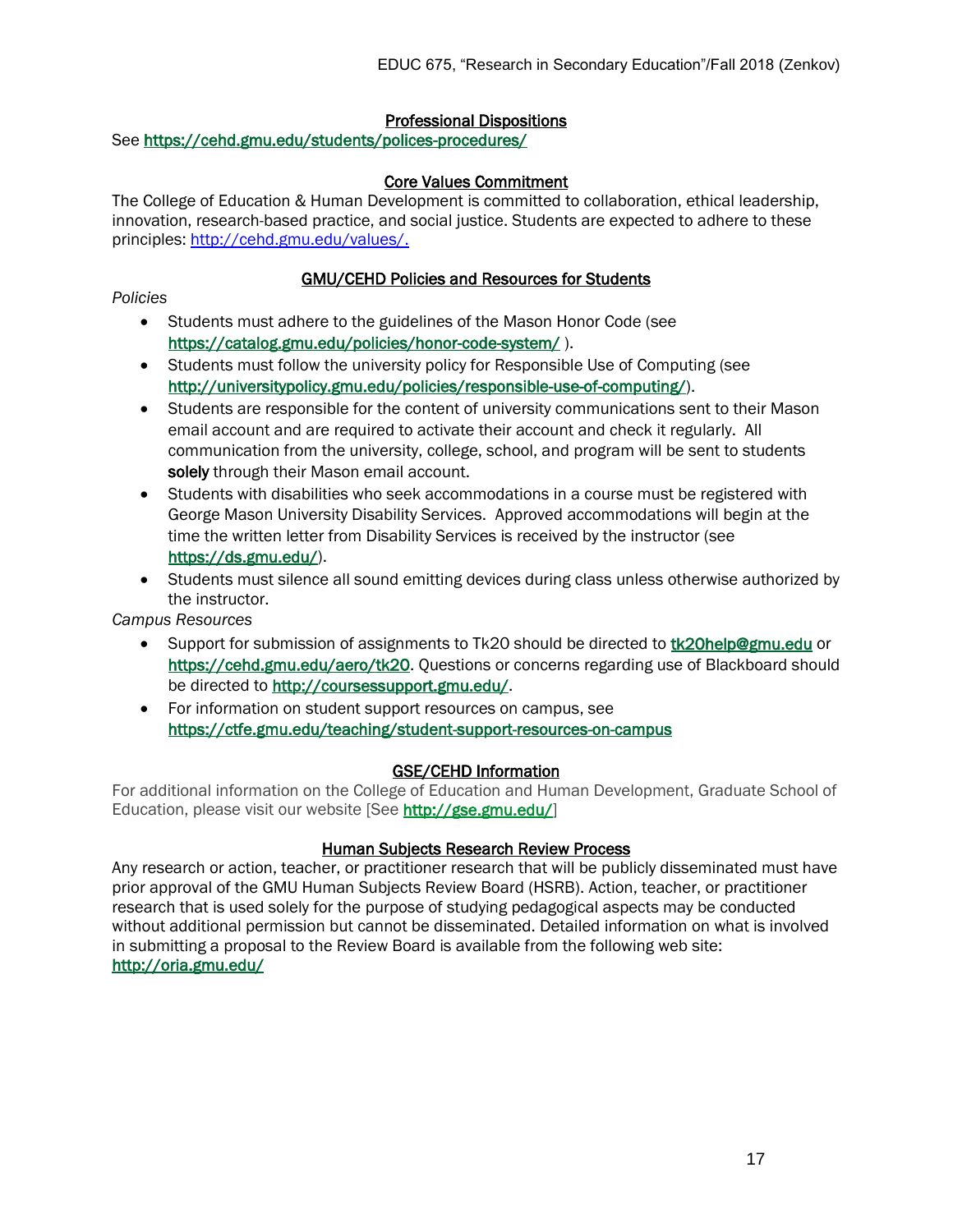## Professional Dispositions

See https://cehd.gmu.edu/students/polices-procedures/

## Core Values Commitment

The College of Education & Human Development is committed to collaboration, ethical leadership, innovation, research-based practice, and social justice. Students are expected to adhere to these principles: http://cehd.gmu.edu/values/.

## GMU/CEHD Policies and Resources for Students

*Policies*

- Students must adhere to the guidelines of the Mason Honor Code (see https://catalog.gmu.edu/policies/honor-code-system/ ).
- Students must follow the university policy for Responsible Use of Computing (see http://universitypolicy.gmu.edu/policies/responsible-use-of-computing/).
- Students are responsible for the content of university communications sent to their Mason email account and are required to activate their account and check it regularly. All communication from the university, college, school, and program will be sent to students **solely** through their Mason email account.
- Students with disabilities who seek accommodations in a course must be registered with George Mason University Disability Services. Approved accommodations will begin at the time the written letter from Disability Services is received by the instructor (see https://ds.gmu.edu/).
- Students must silence all sound emitting devices during class unless otherwise authorized by the instructor.

*Campus Resources*

- Support for submission of assignments to Tk20 should be directed to tk20help@gmu.edu or https://cehd.gmu.edu/aero/tk20. Questions or concerns regarding use of Blackboard should be directed to http://coursessupport.gmu.edu/.
- For information on student support resources on campus, see https://ctfe.gmu.edu/teaching/student-support-resources-on-campus

## GSE/CEHD Information

For additional information on the College of Education and Human Development, Graduate School of Education, please visit our website [See http://gse.gmu.edu/]

## Human Subjects Research Review Process

Any research or action, teacher, or practitioner research that will be publicly disseminated must have prior approval of the GMU Human Subjects Review Board (HSRB). Action, teacher, or practitioner research that is used solely for the purpose of studying pedagogical aspects may be conducted without additional permission but cannot be disseminated. Detailed information on what is involved in submitting a proposal to the Review Board is available from the following web site: http://oria.gmu.edu/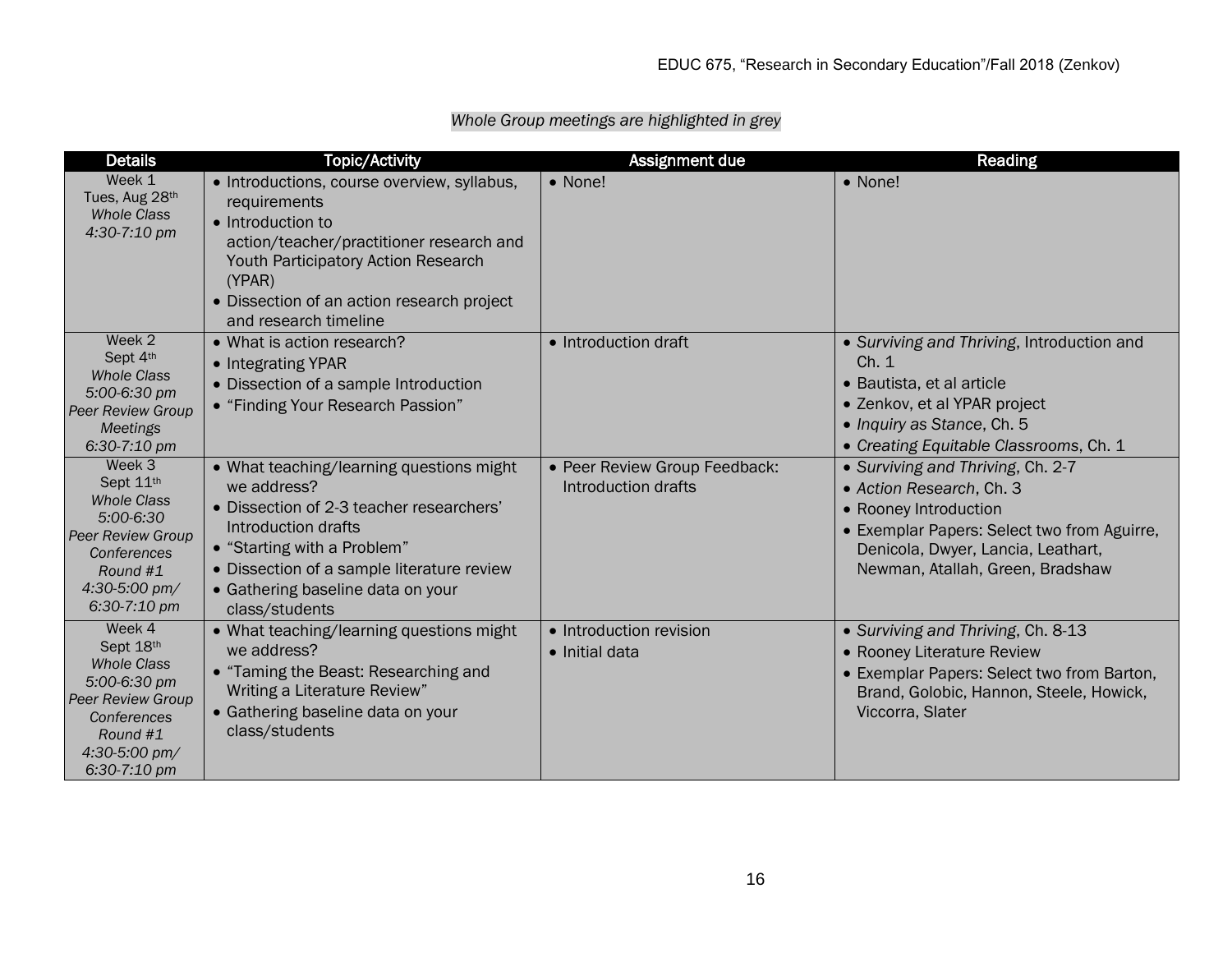*Whole Group meetings are highlighted in grey*

| Details | Topic/Activity | Assignment due | Reading |
|---|---|---|---|
| Week 1<br>Tues, Aug 28th<br>*Whole Class*<br>*4:30-7:10 pm* | • Introductions, course overview, syllabus, requirements<br>• Introduction to action/teacher/practitioner research and Youth Participatory Action Research (YPAR)<br>• Dissection of an action research project and research timeline | • None! | • None! |
| Week 2<br>Sept 4th<br>*Whole Class*<br>*5:00-6:30 pm*<br>*Peer Review Group Meetings*<br>*6:30-7:10 pm* | • What is action research?<br>• Integrating YPAR<br>• Dissection of a sample Introduction<br>• "Finding Your Research Passion" | • Introduction draft | • *Surviving and Thriving*, Introduction and Ch. 1<br>• Bautista, et al article<br>• Zenkov, et al YPAR project<br>• *Inquiry as Stance*, Ch. 5<br>• *Creating Equitable Classrooms*, Ch. 1 |
| Week 3<br>Sept 11th<br>*Whole Class*<br>*5:00-6:30*<br>*Peer Review Group Conferences*<br>*Round #1*<br>*4:30-5:00 pm/*<br>*6:30-7:10 pm* | • What teaching/learning questions might we address?<br>• Dissection of 2-3 teacher researchers' Introduction drafts<br>• "Starting with a Problem"<br>• Dissection of a sample literature review<br>• Gathering baseline data on your class/students | • Peer Review Group Feedback: Introduction drafts | • *Surviving and Thriving*, Ch. 2-7<br>• *Action Research*, Ch. 3<br>• Rooney Introduction<br>• Exemplar Papers: Select two from Aguirre, Denicola, Dwyer, Lancia, Leathart, Newman, Atallah, Green, Bradshaw |
| Week 4<br>Sept 18th<br>*Whole Class*<br>*5:00-6:30 pm*<br>*Peer Review Group Conferences*<br>*Round #1*<br>*4:30-5:00 pm/*<br>*6:30-7:10 pm* | • What teaching/learning questions might we address?<br>• "Taming the Beast: Researching and Writing a Literature Review"<br>• Gathering baseline data on your class/students | • Introduction revision<br>• Initial data | • *Surviving and Thriving*, Ch. 8-13<br>• Rooney Literature Review<br>• Exemplar Papers: Select two from Barton, Brand, Golobic, Hannon, Steele, Howick, Viccorra, Slater |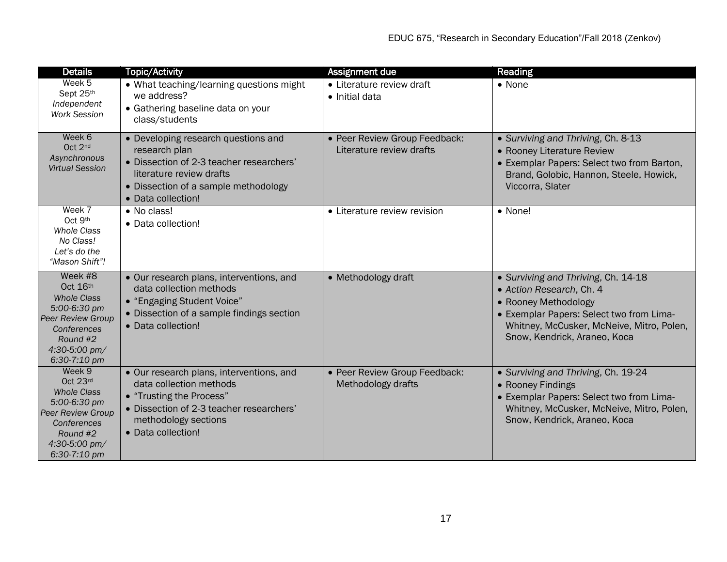| Details | Topic/Activity | Assignment due | Reading |
|---|---|---|---|
| Week 5<br>Sept 25th<br>*Independent Work Session* | • What teaching/learning questions might we address?<br>• Gathering baseline data on your class/students | • Literature review draft<br>• Initial data | • None |
| Week 6<br>Oct 2nd<br>*Asynchronous Virtual Session* | • Developing research questions and research plan<br>• Dissection of 2-3 teacher researchers' literature review drafts<br>• Dissection of a sample methodology<br>• Data collection! | • Peer Review Group Feedback: Literature review drafts | • *Surviving and Thriving*, Ch. 8-13<br>• Rooney Literature Review<br>• Exemplar Papers: Select two from Barton, Brand, Golobic, Hannon, Steele, Howick, Viccorra, Slater |
| Week 7<br>Oct 9th<br>*Whole Class No Class! Let's do the "Mason Shift"!* | • No class!<br>• Data collection! | • Literature review revision | • None! |
| Week #8<br>Oct 16th<br>*Whole Class 5:00-6:30 pm Peer Review Group Conferences Round #2 4:30-5:00 pm/ 6:30-7:10 pm* | • Our research plans, interventions, and data collection methods<br>• "Engaging Student Voice"<br>• Dissection of a sample findings section<br>• Data collection! | • Methodology draft | • *Surviving and Thriving*, Ch. 14-18<br>• *Action Research*, Ch. 4<br>• Rooney Methodology<br>• Exemplar Papers: Select two from Lima-Whitney, McCusker, McNeive, Mitro, Polen, Snow, Kendrick, Araneo, Koca |
| Week 9<br>Oct 23rd<br>*Whole Class 5:00-6:30 pm Peer Review Group Conferences Round #2 4:30-5:00 pm/ 6:30-7:10 pm* | • Our research plans, interventions, and data collection methods<br>• "Trusting the Process"<br>• Dissection of 2-3 teacher researchers' methodology sections<br>• Data collection! | • Peer Review Group Feedback: Methodology drafts | • *Surviving and Thriving*, Ch. 19-24<br>• Rooney Findings<br>• Exemplar Papers: Select two from Lima-Whitney, McCusker, McNeive, Mitro, Polen, Snow, Kendrick, Araneo, Koca |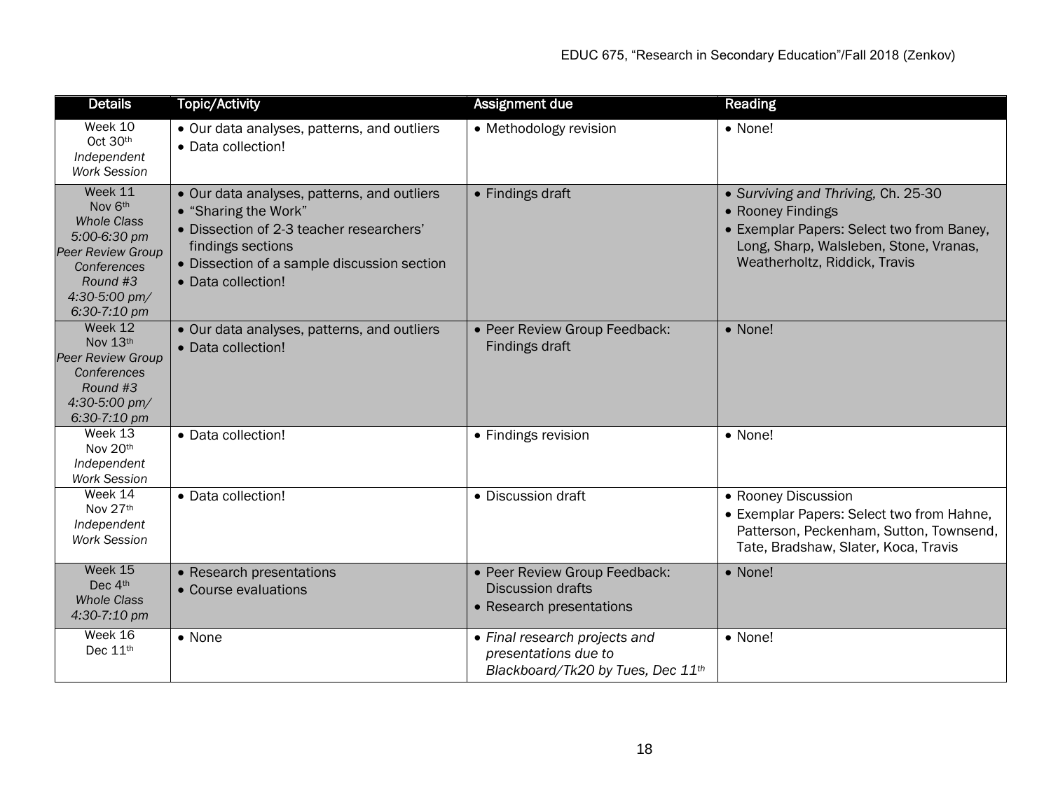| Details | Topic/Activity | Assignment due | Reading |
| --- | --- | --- | --- |
| Week 10<br>Oct 30th<br>*Independent Work Session* | • Our data analyses, patterns, and outliers<br>• Data collection! | • Methodology revision | • None! |
| Week 11<br>Nov 6th<br>*Whole Class 5:00-6:30 pm*<br>*Peer Review Group Conferences Round #3 4:30-5:00 pm/ 6:30-7:10 pm* | • Our data analyses, patterns, and outliers<br>• "Sharing the Work"<br>• Dissection of 2-3 teacher researchers' findings sections<br>• Dissection of a sample discussion section<br>• Data collection! | • Findings draft | • *Surviving and Thriving,* Ch. 25-30<br>• Rooney Findings<br>• Exemplar Papers: Select two from Baney, Long, Sharp, Walsleben, Stone, Vranas, Weatherholtz, Riddick, Travis |
| Week 12<br>Nov 13th<br>*Peer Review Group Conferences Round #3 4:30-5:00 pm/ 6:30-7:10 pm* | • Our data analyses, patterns, and outliers<br>• Data collection! | • Peer Review Group Feedback: Findings draft | • None! |
| Week 13<br>Nov 20th<br>*Independent Work Session* | • Data collection! | • Findings revision | • None! |
| Week 14<br>Nov 27th<br>*Independent Work Session* | • Data collection! | • Discussion draft | • Rooney Discussion<br>• Exemplar Papers: Select two from Hahne, Patterson, Peckenham, Sutton, Townsend, Tate, Bradshaw, Slater, Koca, Travis |
| Week 15<br>Dec 4th<br>*Whole Class 4:30-7:10 pm* | • Research presentations<br>• Course evaluations | • Peer Review Group Feedback: Discussion drafts<br>• Research presentations | • None! |
| Week 16<br>Dec 11th | • None | • *Final research projects and presentations due to Blackboard/Tk20 by Tues, Dec 11th* | • None! |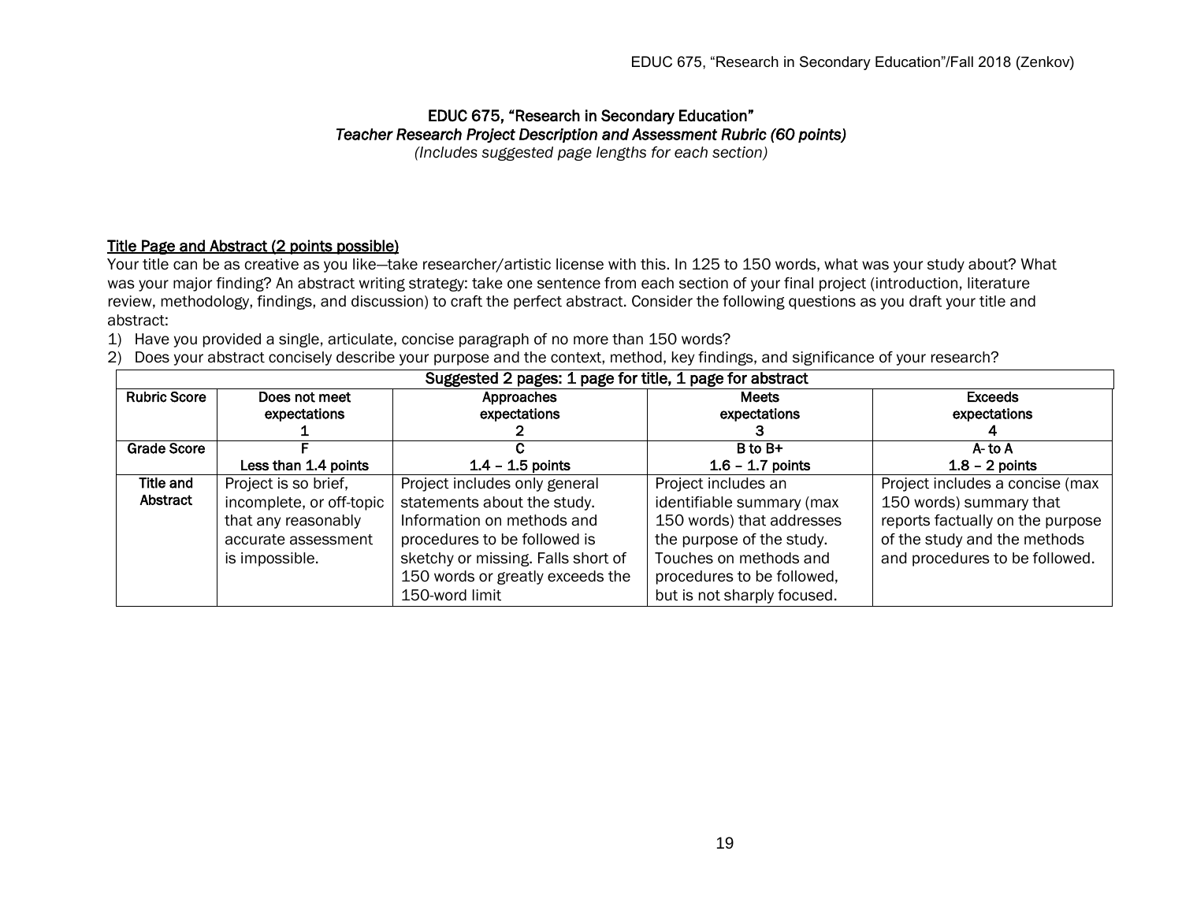# EDUC 675, "Research in Secondary Education"

*Teacher Research Project Description and Assessment Rubric (60 points)*

*(Includes suggested page lengths for each section)*

## Title Page and Abstract (2 points possible)

Your title can be as creative as you like—take researcher/artistic license with this. In 125 to 150 words, what was your study about? What was your major finding? An abstract writing strategy: take one sentence from each section of your final project (introduction, literature review, methodology, findings, and discussion) to craft the perfect abstract. Consider the following questions as you draft your title and abstract:

1) Have you provided a single, articulate, concise paragraph of no more than 150 words?
2) Does your abstract concisely describe your purpose and the context, method, key findings, and significance of your research?

| Suggested 2 pages: 1 page for title, 1 page for abstract | | | | |
|---|---|---|---|---|
| **Rubric Score** | **Does not meet expectations 1** | **Approaches expectations 2** | **Meets expectations 3** | **Exceeds expectations 4** |
| **Grade Score** | **F Less than 1.4 points** | **C 1.4 – 1.5 points** | **B to B+ 1.6 – 1.7 points** | **A- to A 1.8 – 2 points** |
| **Title and Abstract** | Project is so brief, incomplete, or off-topic that any reasonably accurate assessment is impossible. | Project includes only general statements about the study. Information on methods and procedures to be followed is sketchy or missing. Falls short of 150 words or greatly exceeds the 150-word limit | Project includes an identifiable summary (max 150 words) that addresses the purpose of the study. Touches on methods and procedures to be followed, but is not sharply focused. | Project includes a concise (max 150 words) summary that reports factually on the purpose of the study and the methods and procedures to be followed. |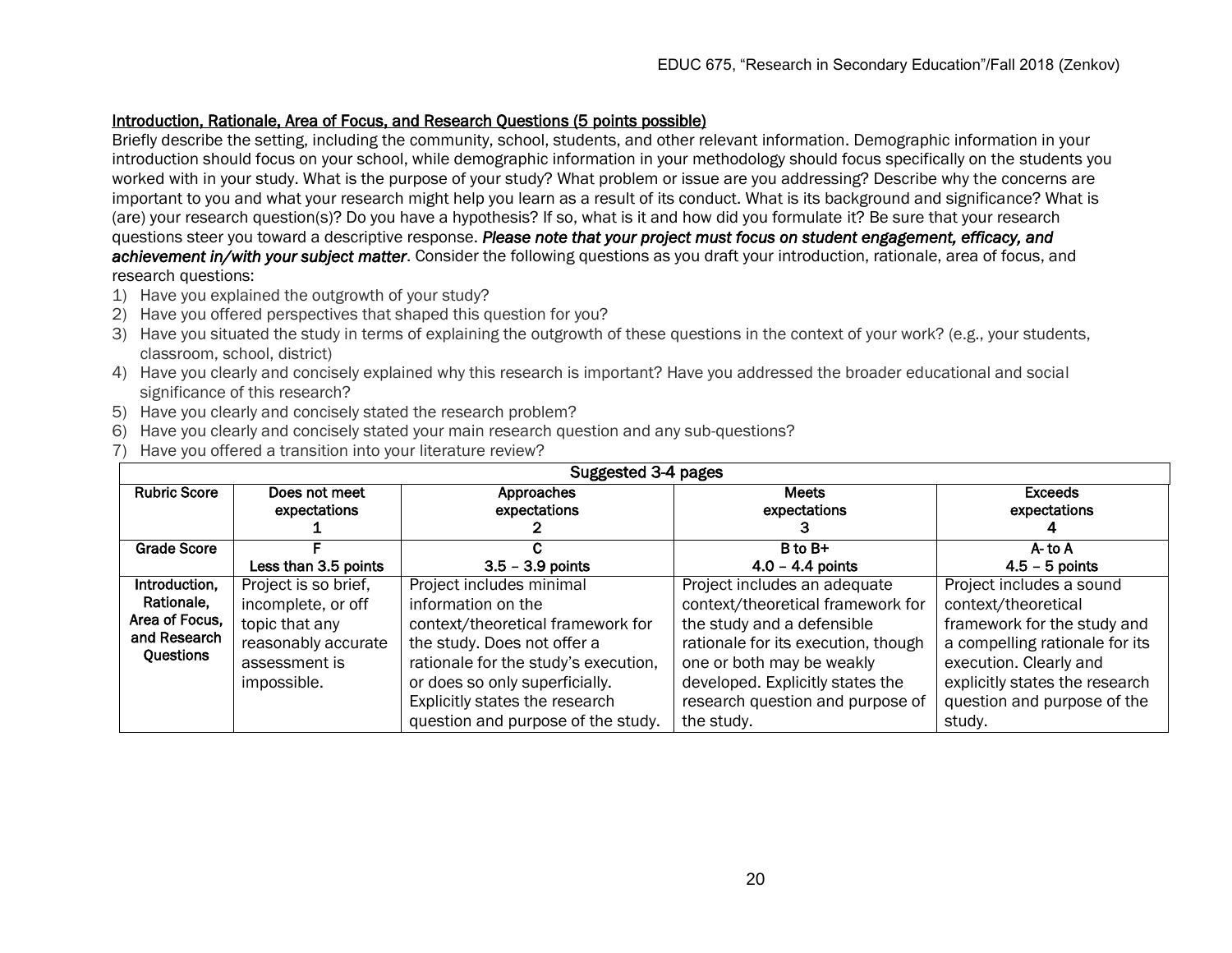<u>Introduction, Rationale, Area of Focus, and Research Questions (5 points possible)</u>

Briefly describe the setting, including the community, school, students, and other relevant information. Demographic information in your introduction should focus on your school, while demographic information in your methodology should focus specifically on the students you worked with in your study. What is the purpose of your study? What problem or issue are you addressing? Describe why the concerns are important to you and what your research might help you learn as a result of its conduct. What is its background and significance? What is (are) your research question(s)? Do you have a hypothesis? If so, what is it and how did you formulate it? Be sure that your research questions steer you toward a descriptive response. ***Please note that your project must focus on student engagement, efficacy, and achievement in/with your subject matter***. Consider the following questions as you draft your introduction, rationale, area of focus, and research questions:

1) Have you explained the outgrowth of your study?
2) Have you offered perspectives that shaped this question for you?
3) Have you situated the study in terms of explaining the outgrowth of these questions in the context of your work? (e.g., your students, classroom, school, district)
4) Have you clearly and concisely explained why this research is important? Have you addressed the broader educational and social significance of this research?
5) Have you clearly and concisely stated the research problem?
6) Have you clearly and concisely stated your main research question and any sub-questions?
7) Have you offered a transition into your literature review?

| Suggested 3-4 pages | | | | |
|---|---|---|---|---|
| **Rubric Score** | **Does not meet expectations 1** | **Approaches expectations 2** | **Meets expectations 3** | **Exceeds expectations 4** |
| **Grade Score** | **F Less than 3.5 points** | **C 3.5 – 3.9 points** | **B to B+ 4.0 – 4.4 points** | **A- to A 4.5 – 5 points** |
| **Introduction, Rationale, Area of Focus, and Research Questions** | Project is so brief, incomplete, or off topic that any reasonably accurate assessment is impossible. | Project includes minimal information on the context/theoretical framework for the study. Does not offer a rationale for the study's execution, or does so only superficially. Explicitly states the research question and purpose of the study. | Project includes an adequate context/theoretical framework for the study and a defensible rationale for its execution, though one or both may be weakly developed. Explicitly states the research question and purpose of the study. | Project includes a sound context/theoretical framework for the study and a compelling rationale for its execution. Clearly and explicitly states the research question and purpose of the study. |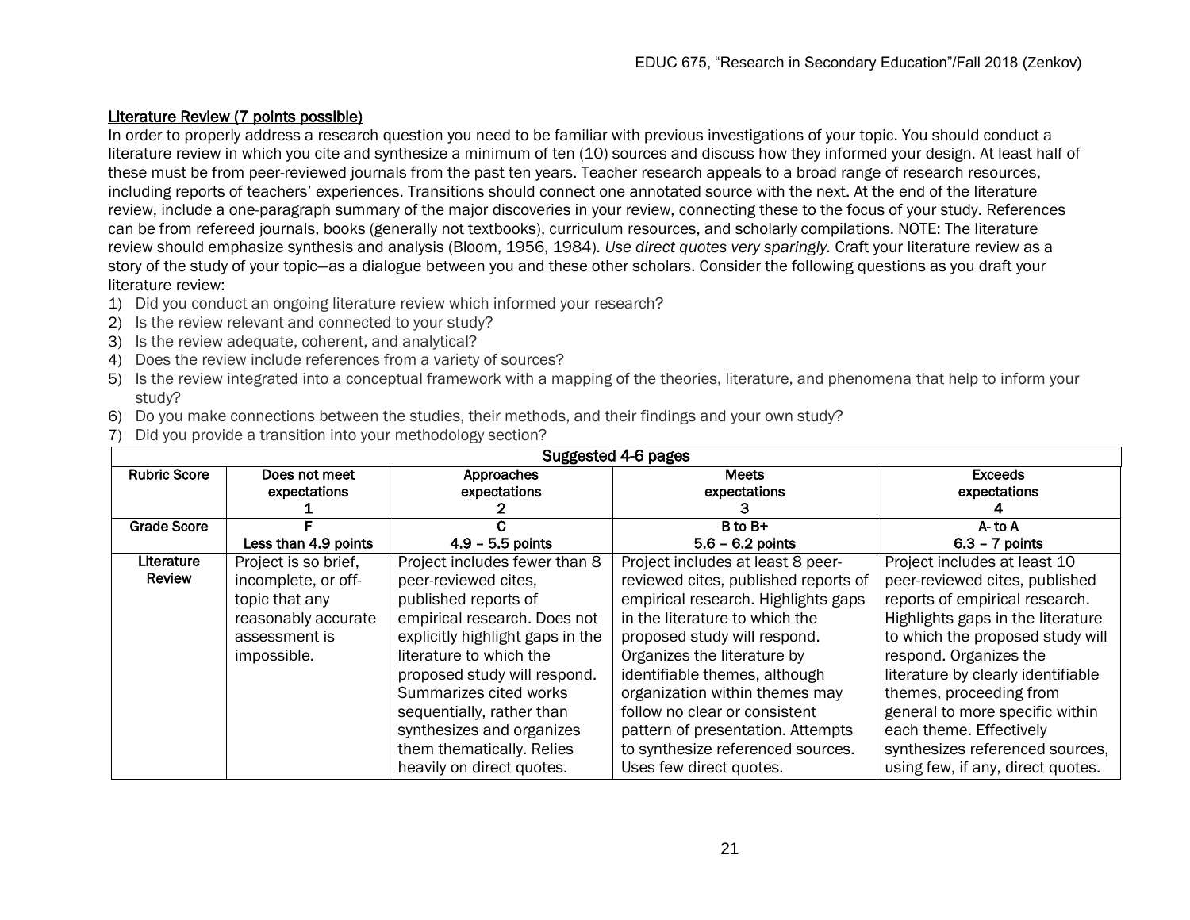<u>Literature Review (7 points possible)</u>

In order to properly address a research question you need to be familiar with previous investigations of your topic. You should conduct a literature review in which you cite and synthesize a minimum of ten (10) sources and discuss how they informed your design. At least half of these must be from peer-reviewed journals from the past ten years. Teacher research appeals to a broad range of research resources, including reports of teachers' experiences. Transitions should connect one annotated source with the next. At the end of the literature review, include a one-paragraph summary of the major discoveries in your review, connecting these to the focus of your study. References can be from refereed journals, books (generally not textbooks), curriculum resources, and scholarly compilations. NOTE: The literature review should emphasize synthesis and analysis (Bloom, 1956, 1984). *Use direct quotes very sparingly.* Craft your literature review as a story of the study of your topic—as a dialogue between you and these other scholars. Consider the following questions as you draft your literature review:

1) Did you conduct an ongoing literature review which informed your research?
2) Is the review relevant and connected to your study?
3) Is the review adequate, coherent, and analytical?
4) Does the review include references from a variety of sources?
5) Is the review integrated into a conceptual framework with a mapping of the theories, literature, and phenomena that help to inform your study?
6) Do you make connections between the studies, their methods, and their findings and your own study?
7) Did you provide a transition into your methodology section?

| Suggested 4-6 pages | | | | |
|---|---|---|---|---|
| **Rubric Score** | **Does not meet expectations 1** | **Approaches expectations 2** | **Meets expectations 3** | **Exceeds expectations 4** |
| **Grade Score** | **F Less than 4.9 points** | **C 4.9 – 5.5 points** | **B to B+ 5.6 – 6.2 points** | **A- to A 6.3 – 7 points** |
| **Literature Review** | Project is so brief, incomplete, or off-topic that any reasonably accurate assessment is impossible. | Project includes fewer than 8 peer-reviewed cites, published reports of empirical research. Does not explicitly highlight gaps in the literature to which the proposed study will respond. Summarizes cited works sequentially, rather than synthesizes and organizes them thematically. Relies heavily on direct quotes. | Project includes at least 8 peer-reviewed cites, published reports of empirical research. Highlights gaps in the literature to which the proposed study will respond. Organizes the literature by identifiable themes, although organization within themes may follow no clear or consistent pattern of presentation. Attempts to synthesize referenced sources. Uses few direct quotes. | Project includes at least 10 peer-reviewed cites, published reports of empirical research. Highlights gaps in the literature to which the proposed study will respond. Organizes the literature by clearly identifiable themes, proceeding from general to more specific within each theme. Effectively synthesizes referenced sources, using few, if any, direct quotes. |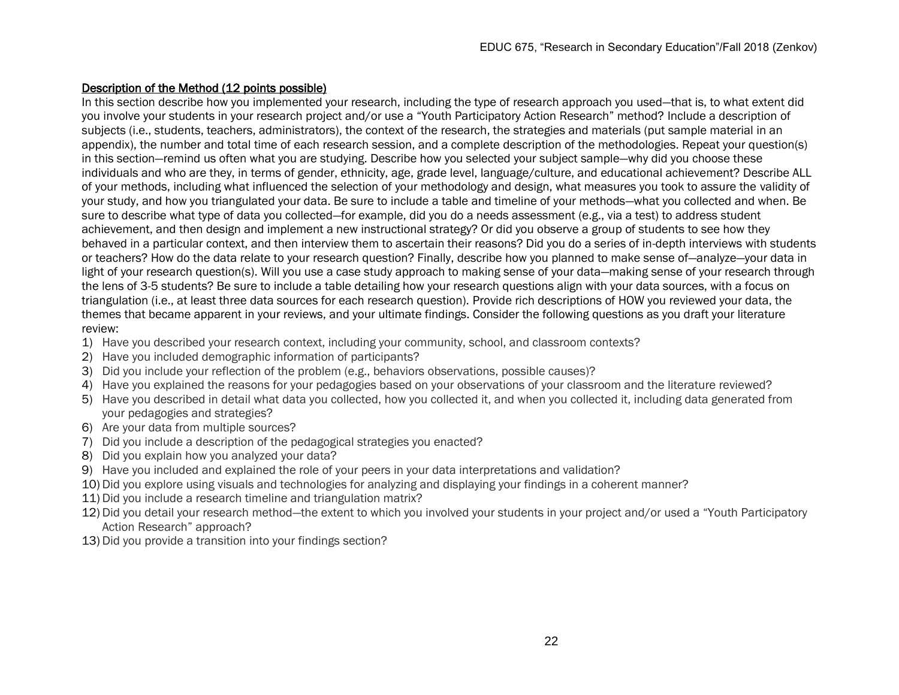## Description of the Method (12 points possible)

In this section describe how you implemented your research, including the type of research approach you used—that is, to what extent did you involve your students in your research project and/or use a "Youth Participatory Action Research" method? Include a description of subjects (i.e., students, teachers, administrators), the context of the research, the strategies and materials (put sample material in an appendix), the number and total time of each research session, and a complete description of the methodologies. Repeat your question(s) in this section—remind us often what you are studying. Describe how you selected your subject sample—why did you choose these individuals and who are they, in terms of gender, ethnicity, age, grade level, language/culture, and educational achievement? Describe ALL of your methods, including what influenced the selection of your methodology and design, what measures you took to assure the validity of your study, and how you triangulated your data. Be sure to include a table and timeline of your methods—what you collected and when. Be sure to describe what type of data you collected—for example, did you do a needs assessment (e.g., via a test) to address student achievement, and then design and implement a new instructional strategy? Or did you observe a group of students to see how they behaved in a particular context, and then interview them to ascertain their reasons? Did you do a series of in-depth interviews with students or teachers? How do the data relate to your research question? Finally, describe how you planned to make sense of—analyze—your data in light of your research question(s). Will you use a case study approach to making sense of your data—making sense of your research through the lens of 3-5 students? Be sure to include a table detailing how your research questions align with your data sources, with a focus on triangulation (i.e., at least three data sources for each research question). Provide rich descriptions of HOW you reviewed your data, the themes that became apparent in your reviews, and your ultimate findings. Consider the following questions as you draft your literature review:

1) Have you described your research context, including your community, school, and classroom contexts?
2) Have you included demographic information of participants?
3) Did you include your reflection of the problem (e.g., behaviors observations, possible causes)?
4) Have you explained the reasons for your pedagogies based on your observations of your classroom and the literature reviewed?
5) Have you described in detail what data you collected, how you collected it, and when you collected it, including data generated from your pedagogies and strategies?
6) Are your data from multiple sources?
7) Did you include a description of the pedagogical strategies you enacted?
8) Did you explain how you analyzed your data?
9) Have you included and explained the role of your peers in your data interpretations and validation?
10) Did you explore using visuals and technologies for analyzing and displaying your findings in a coherent manner?
11) Did you include a research timeline and triangulation matrix?
12) Did you detail your research method—the extent to which you involved your students in your project and/or used a "Youth Participatory Action Research" approach?
13) Did you provide a transition into your findings section?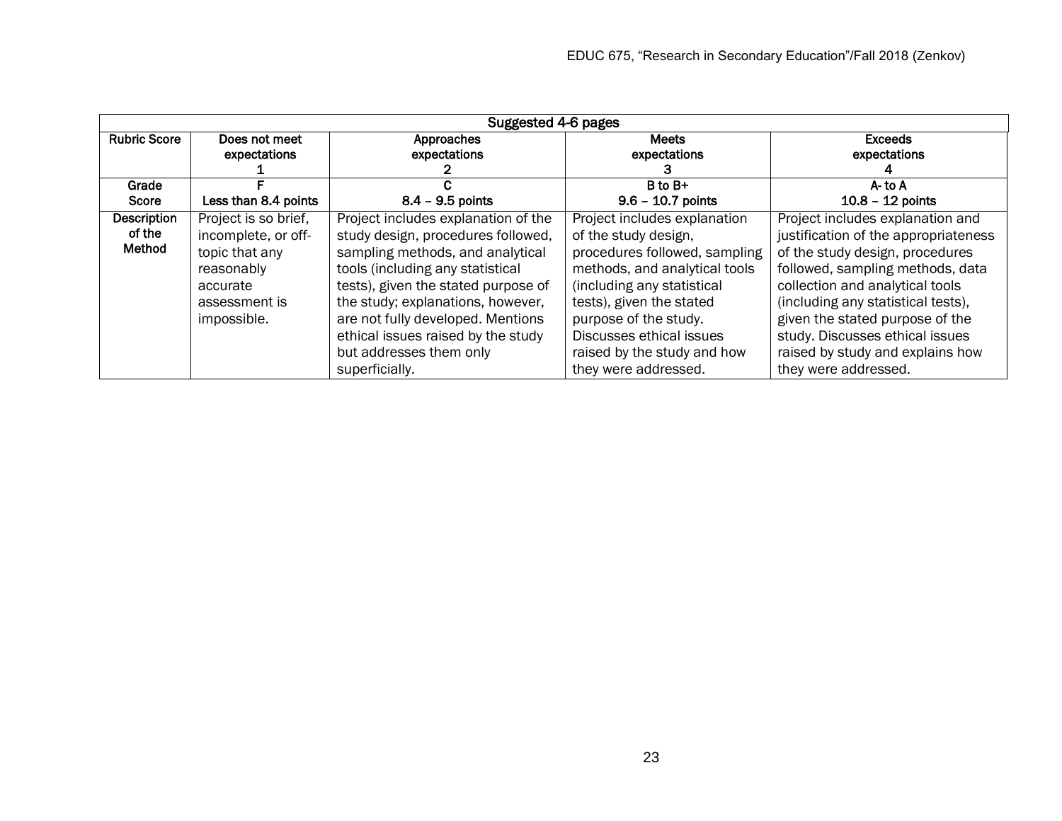| Suggested 4-6 pages | | | | |
|---|---|---|---|---|
| **Rubric Score** | **Does not meet expectations 1** | **Approaches expectations 2** | **Meets expectations 3** | **Exceeds expectations 4** |
| **Grade Score** | **F Less than 8.4 points** | **C 8.4 – 9.5 points** | **B to B+ 9.6 – 10.7 points** | **A- to A 10.8 – 12 points** |
| **Description of the Method** | Project is so brief, incomplete, or off-topic that any reasonably accurate assessment is impossible. | Project includes explanation of the study design, procedures followed, sampling methods, and analytical tools (including any statistical tests), given the stated purpose of the study; explanations, however, are not fully developed. Mentions ethical issues raised by the study but addresses them only superficially. | Project includes explanation of the study design, procedures followed, sampling methods, and analytical tools (including any statistical tests), given the stated purpose of the study. Discusses ethical issues raised by the study and how they were addressed. | Project includes explanation and justification of the appropriateness of the study design, procedures followed, sampling methods, data collection and analytical tools (including any statistical tests), given the stated purpose of the study. Discusses ethical issues raised by study and explains how they were addressed. |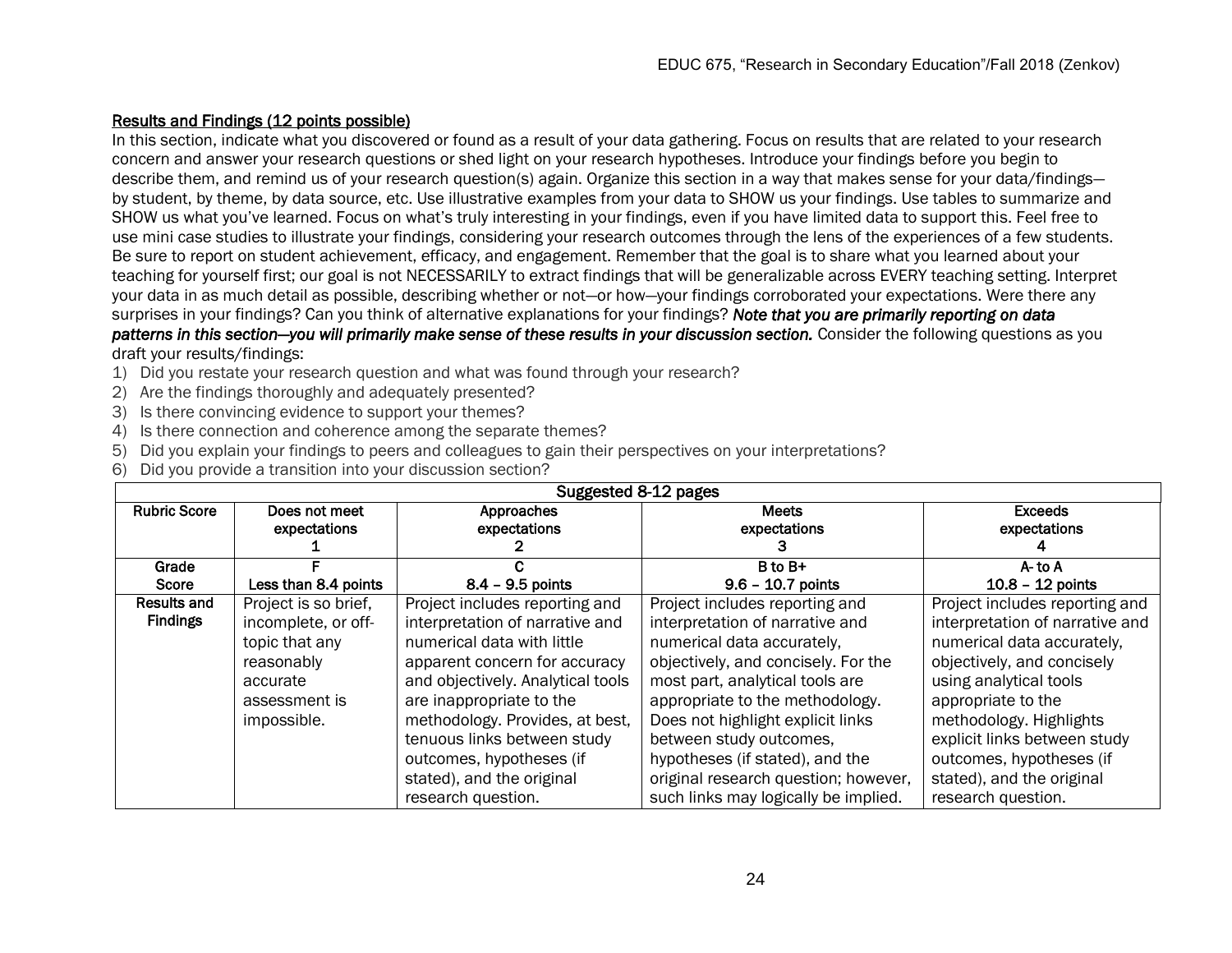## Results and Findings (12 points possible)

In this section, indicate what you discovered or found as a result of your data gathering. Focus on results that are related to your research concern and answer your research questions or shed light on your research hypotheses. Introduce your findings before you begin to describe them, and remind us of your research question(s) again. Organize this section in a way that makes sense for your data/findings—by student, by theme, by data source, etc. Use illustrative examples from your data to SHOW us your findings. Use tables to summarize and SHOW us what you've learned. Focus on what's truly interesting in your findings, even if you have limited data to support this. Feel free to use mini case studies to illustrate your findings, considering your research outcomes through the lens of the experiences of a few students. Be sure to report on student achievement, efficacy, and engagement. Remember that the goal is to share what you learned about your teaching for yourself first; our goal is not NECESSARILY to extract findings that will be generalizable across EVERY teaching setting. Interpret your data in as much detail as possible, describing whether or not—or how—your findings corroborated your expectations. Were there any surprises in your findings? Can you think of alternative explanations for your findings? ***Note that you are primarily reporting on data patterns in this section—you will primarily make sense of these results in your discussion section.*** Consider the following questions as you draft your results/findings:

1) Did you restate your research question and what was found through your research?
2) Are the findings thoroughly and adequately presented?
3) Is there convincing evidence to support your themes?
4) Is there connection and coherence among the separate themes?
5) Did you explain your findings to peers and colleagues to gain their perspectives on your interpretations?
6) Did you provide a transition into your discussion section?

| Suggested 8-12 pages | | | | |
|---|---|---|---|---|
| **Rubric Score** | **Does not meet expectations 1** | **Approaches expectations 2** | **Meets expectations 3** | **Exceeds expectations 4** |
| **Grade Score** | **F Less than 8.4 points** | **C 8.4 – 9.5 points** | **B to B+ 9.6 – 10.7 points** | **A- to A 10.8 – 12 points** |
| **Results and Findings** | Project is so brief, incomplete, or off-topic that any reasonably accurate assessment is impossible. | Project includes reporting and interpretation of narrative and numerical data with little apparent concern for accuracy and objectively. Analytical tools are inappropriate to the methodology. Provides, at best, tenuous links between study outcomes, hypotheses (if stated), and the original research question. | Project includes reporting and interpretation of narrative and numerical data accurately, objectively, and concisely. For the most part, analytical tools are appropriate to the methodology. Does not highlight explicit links between study outcomes, hypotheses (if stated), and the original research question; however, such links may logically be implied. | Project includes reporting and interpretation of narrative and numerical data accurately, objectively, and concisely using analytical tools appropriate to the methodology. Highlights explicit links between study outcomes, hypotheses (if stated), and the original research question. |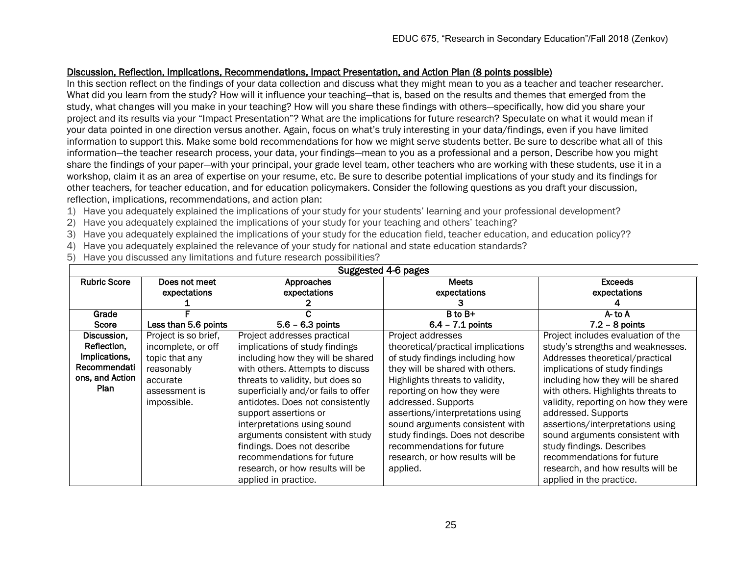## Discussion, Reflection, Implications, Recommendations, Impact Presentation, and Action Plan (8 points possible)

In this section reflect on the findings of your data collection and discuss what they might mean to you as a teacher and teacher researcher. What did you learn from the study? How will it influence your teaching—that is, based on the results and themes that emerged from the study, what changes will you make in your teaching? How will you share these findings with others—specifically, how did you share your project and its results via your "Impact Presentation"? What are the implications for future research? Speculate on what it would mean if your data pointed in one direction versus another. Again, focus on what's truly interesting in your data/findings, even if you have limited information to support this. Make some bold recommendations for how we might serve students better. Be sure to describe what all of this information—the teacher research process, your data, your findings—mean to you as a professional and a person. Describe how you might share the findings of your paper—with your principal, your grade level team, other teachers who are working with these students, use it in a workshop, claim it as an area of expertise on your resume, etc. Be sure to describe potential implications of your study and its findings for other teachers, for teacher education, and for education policymakers. Consider the following questions as you draft your discussion, reflection, implications, recommendations, and action plan:

1) Have you adequately explained the implications of your study for your students' learning and your professional development?
2) Have you adequately explained the implications of your study for your teaching and others' teaching?
3) Have you adequately explained the implications of your study for the education field, teacher education, and education policy??
4) Have you adequately explained the relevance of your study for national and state education standards?
5) Have you discussed any limitations and future research possibilities?

| Suggested 4-6 pages | | | | |
|---|---|---|---|---|
| **Rubric Score** | **Does not meet expectations 1** | **Approaches expectations 2** | **Meets expectations 3** | **Exceeds expectations 4** |
| **Grade Score** | **F Less than 5.6 points** | **C 5.6 – 6.3 points** | **B to B+ 6.4 – 7.1 points** | **A- to A 7.2 – 8 points** |
| **Discussion, Reflection, Implications, Recommendations, and Action Plan** | Project is so brief, incomplete, or off topic that any reasonably accurate assessment is impossible. | Project addresses practical implications of study findings including how they will be shared with others. Attempts to discuss threats to validity, but does so superficially and/or fails to offer antidotes. Does not consistently support assertions or interpretations using sound arguments consistent with study findings. Does not describe recommendations for future research, or how results will be applied in practice. | Project addresses theoretical/practical implications of study findings including how they will be shared with others. Highlights threats to validity, reporting on how they were addressed. Supports assertions/interpretations using sound arguments consistent with study findings. Does not describe recommendations for future research, or how results will be applied. | Project includes evaluation of the study's strengths and weaknesses. Addresses theoretical/practical implications of study findings including how they will be shared with others. Highlights threats to validity, reporting on how they were addressed. Supports assertions/interpretations using sound arguments consistent with study findings. Describes recommendations for future research, and how results will be applied in the practice. |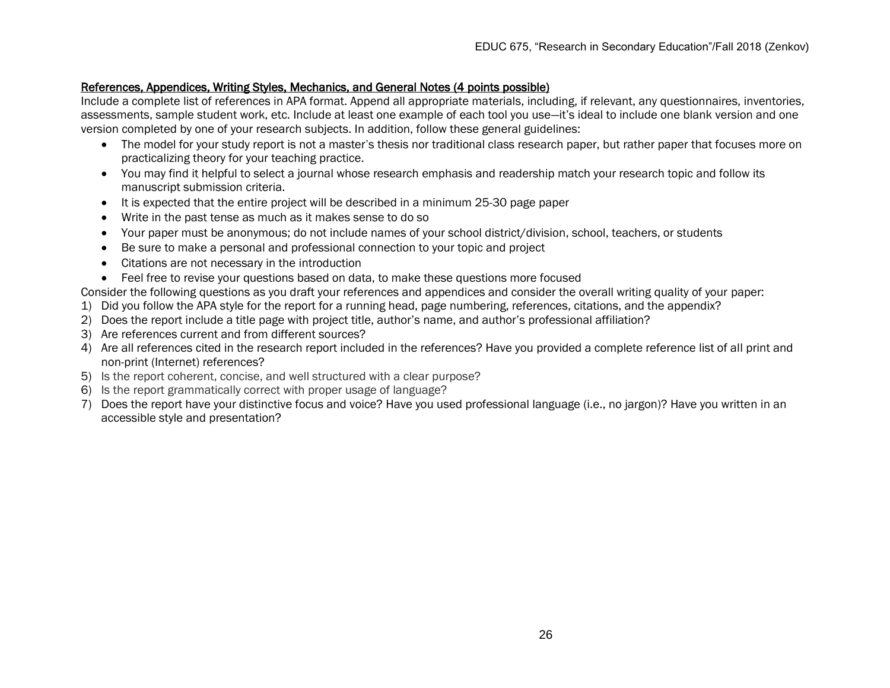<u>References, Appendices, Writing Styles, Mechanics, and General Notes (4 points possible)</u>

Include a complete list of references in APA format. Append all appropriate materials, including, if relevant, any questionnaires, inventories, assessments, sample student work, etc. Include at least one example of each tool you use—it's ideal to include one blank version and one version completed by one of your research subjects. In addition, follow these general guidelines:

- The model for your study report is not a master's thesis nor traditional class research paper, but rather paper that focuses more on practicalizing theory for your teaching practice.
- You may find it helpful to select a journal whose research emphasis and readership match your research topic and follow its manuscript submission criteria.
- It is expected that the entire project will be described in a minimum 25-30 page paper
- Write in the past tense as much as it makes sense to do so
- Your paper must be anonymous; do not include names of your school district/division, school, teachers, or students
- Be sure to make a personal and professional connection to your topic and project
- Citations are not necessary in the introduction
- Feel free to revise your questions based on data, to make these questions more focused

Consider the following questions as you draft your references and appendices and consider the overall writing quality of your paper:

1) Did you follow the APA style for the report for a running head, page numbering, references, citations, and the appendix?
2) Does the report include a title page with project title, author's name, and author's professional affiliation?
3) Are references current and from different sources?
4) Are all references cited in the research report included in the references? Have you provided a complete reference list of all print and non-print (Internet) references?
5) Is the report coherent, concise, and well structured with a clear purpose?
6) Is the report grammatically correct with proper usage of language?
7) Does the report have your distinctive focus and voice? Have you used professional language (i.e., no jargon)? Have you written in an accessible style and presentation?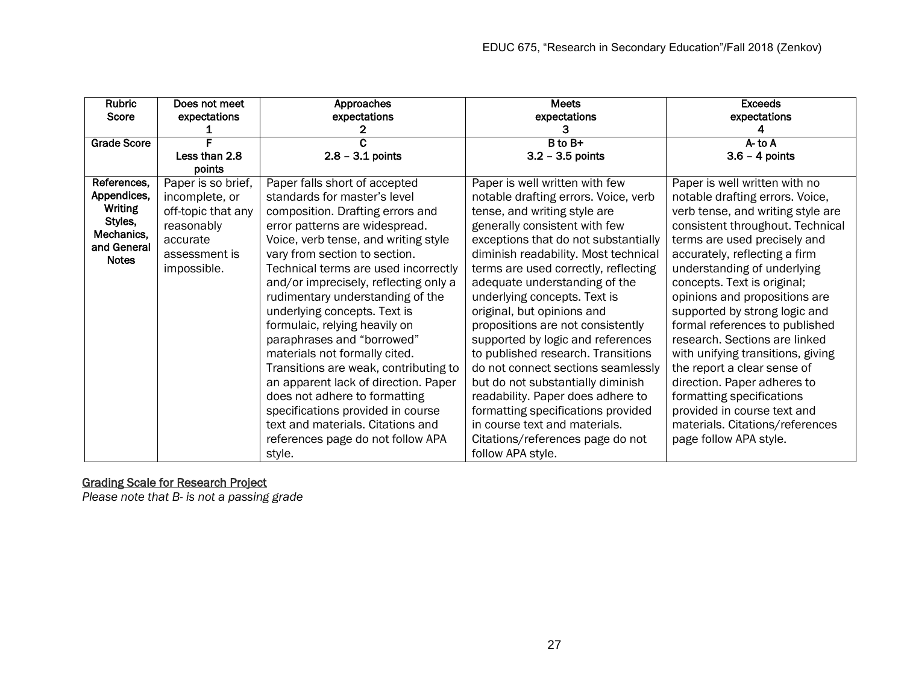| Rubric Score | Does not meet expectations 1 | Approaches expectations 2 | Meets expectations 3 | Exceeds expectations 4 |
|---|---|---|---|---|
| **Grade Score** | **F** **Less than 2.8 points** | **C** **2.8 – 3.1 points** | **B to B+** **3.2 – 3.5 points** | **A- to A** **3.6 – 4 points** |
| **References, Appendices, Writing Styles, Mechanics, and General Notes** | Paper is so brief, incomplete, or off-topic that any reasonably accurate assessment is impossible. | Paper falls short of accepted standards for master's level composition. Drafting errors and error patterns are widespread. Voice, verb tense, and writing style vary from section to section. Technical terms are used incorrectly and/or imprecisely, reflecting only a rudimentary understanding of the underlying concepts. Text is formulaic, relying heavily on paraphrases and "borrowed" materials not formally cited. Transitions are weak, contributing to an apparent lack of direction. Paper does not adhere to formatting specifications provided in course text and materials. Citations and references page do not follow APA style. | Paper is well written with few notable drafting errors. Voice, verb tense, and writing style are generally consistent with few exceptions that do not substantially diminish readability. Most technical terms are used correctly, reflecting adequate understanding of the underlying concepts. Text is original, but opinions and propositions are not consistently supported by logic and references to published research. Transitions do not connect sections seamlessly but do not substantially diminish readability. Paper does adhere to formatting specifications provided in course text and materials. Citations/references page do not follow APA style. | Paper is well written with no notable drafting errors. Voice, verb tense, and writing style are consistent throughout. Technical terms are used precisely and accurately, reflecting a firm understanding of underlying concepts. Text is original; opinions and propositions are supported by strong logic and formal references to published research. Sections are linked with unifying transitions, giving the report a clear sense of direction. Paper adheres to formatting specifications provided in course text and materials. Citations/references page follow APA style. |

Grading Scale for Research Project

*Please note that B- is not a passing grade*